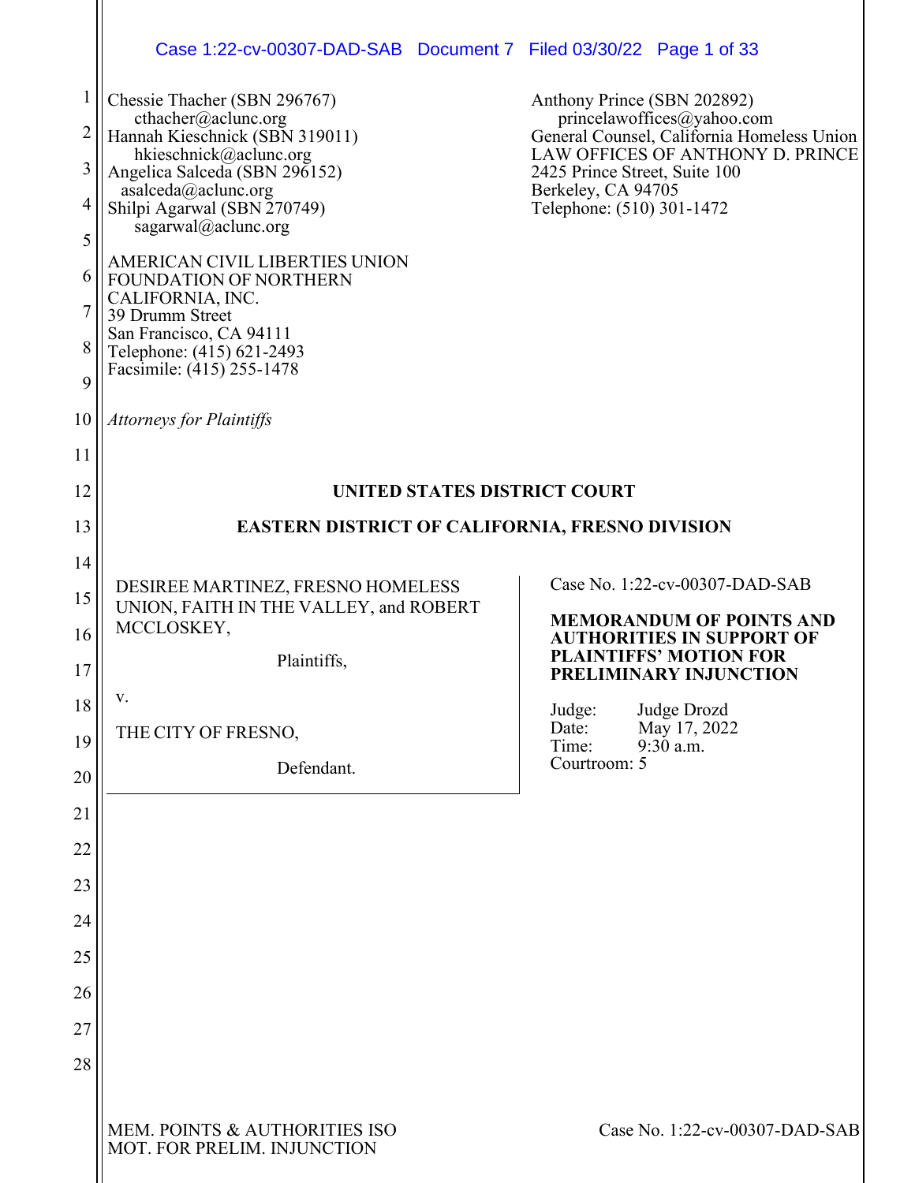Chessie Thacher (SBN 296767)
cthacher@aclunc.org
Hannah Kieschnick (SBN 319011)
hkieschnick@aclunc.org
Angelica Salceda (SBN 296152)
asalceda@aclunc.org
Shilpi Agarwal (SBN 270749)
sagarwal@aclunc.org

AMERICAN CIVIL LIBERTIES UNION
FOUNDATION OF NORTHERN
CALIFORNIA, INC.
39 Drumm Street
San Francisco, CA 94111
Telephone: (415) 621-2493
Facsimile: (415) 255-1478

Anthony Prince (SBN 202892)
princelawoffices@yahoo.com
General Counsel, California Homeless Union
LAW OFFICES OF ANTHONY D. PRINCE
2425 Prince Street, Suite 100
Berkeley, CA 94705
Telephone: (510) 301-1472

*Attorneys for Plaintiffs*

**UNITED STATES DISTRICT COURT**

**EASTERN DISTRICT OF CALIFORNIA, FRESNO DIVISION**

DESIREE MARTINEZ, FRESNO HOMELESS UNION, FAITH IN THE VALLEY, and ROBERT MCCLOSKEY,

Plaintiffs,

v.

THE CITY OF FRESNO,

Defendant.

Case No. 1:22-cv-00307-DAD-SAB

**MEMORANDUM OF POINTS AND AUTHORITIES IN SUPPORT OF PLAINTIFFS' MOTION FOR PRELIMINARY INJUNCTION**

Judge: Judge Drozd
Date: May 17, 2022
Time: 9:30 a.m.
Courtroom: 5

MEM. POINTS & AUTHORITIES ISO MOT. FOR PRELIM. INJUNCTION — Case No. 1:22-cv-00307-DAD-SAB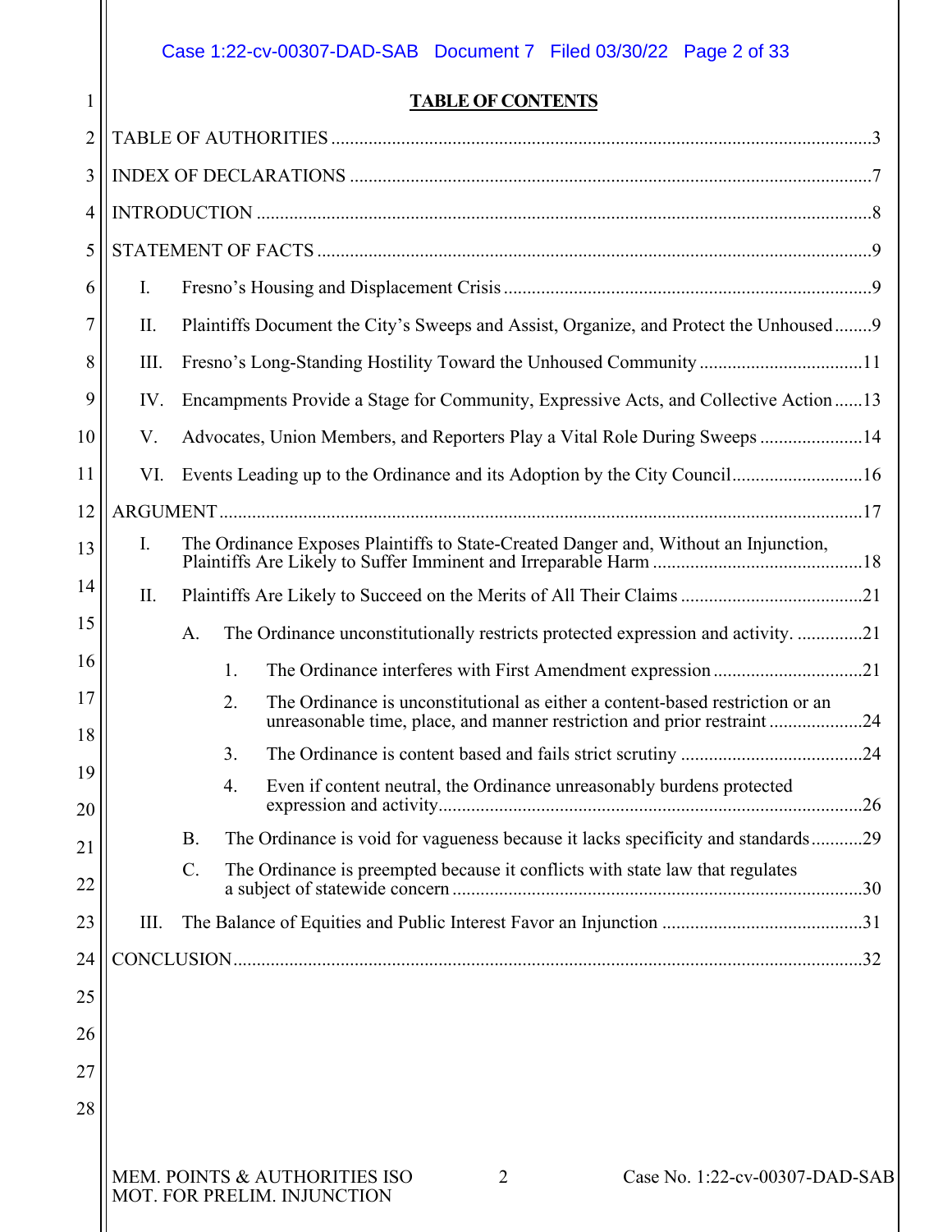# TABLE OF CONTENTS

TABLE OF AUTHORITIES ........................................................................................................3

INDEX OF DECLARATIONS ....................................................................................................7

INTRODUCTION ........................................................................................................................8

STATEMENT OF FACTS ............................................................................................................9

- I. Fresno's Housing and Displacement Crisis ....................................................................9
- II. Plaintiffs Document the City's Sweeps and Assist, Organize, and Protect the Unhoused ........9
- III. Fresno's Long-Standing Hostility Toward the Unhoused Community ..............................11
- IV. Encampments Provide a Stage for Community, Expressive Acts, and Collective Action ......13
- V. Advocates, Union Members, and Reporters Play a Vital Role During Sweeps ......................14
- VI. Events Leading up to the Ordinance and its Adoption by the City Council ............................16

ARGUMENT .............................................................................................................................17

- I. The Ordinance Exposes Plaintiffs to State-Created Danger and, Without an Injunction, Plaintiffs Are Likely to Suffer Imminent and Irreparable Harm ..........................................18
- II. Plaintiffs Are Likely to Succeed on the Merits of All Their Claims .......................................21
  - A. The Ordinance unconstitutionally restricts protected expression and activity. ..............21
    - 1. The Ordinance interferes with First Amendment expression ................................21
    - 2. The Ordinance is unconstitutional as either a content-based restriction or an unreasonable time, place, and manner restriction and prior restraint ....................24
    - 3. The Ordinance is content based and fails strict scrutiny .......................................24
    - 4. Even if content neutral, the Ordinance unreasonably burdens protected expression and activity..............................................................................................26
  - B. The Ordinance is void for vagueness because it lacks specificity and standards ...........29
  - C. The Ordinance is preempted because it conflicts with state law that regulates a subject of statewide concern ........................................................................................30
- III. The Balance of Equities and Public Interest Favor an Injunction ...........................................31

CONCLUSION ..........................................................................................................................32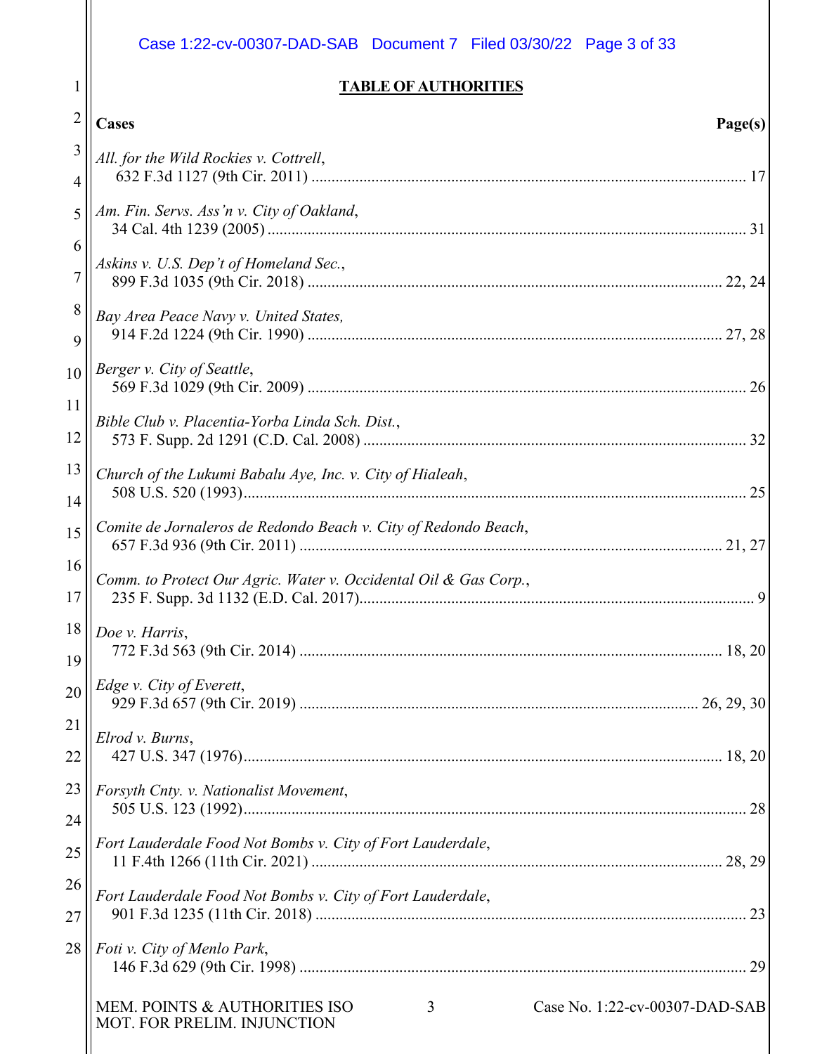**TABLE OF AUTHORITIES**

| Cases | Page(s) |
|---|---|
| *All. for the Wild Rockies v. Cottrell*, 632 F.3d 1127 (9th Cir. 2011) | 17 |
| *Am. Fin. Servs. Ass'n v. City of Oakland*, 34 Cal. 4th 1239 (2005) | 31 |
| *Askins v. U.S. Dep't of Homeland Sec.*, 899 F.3d 1035 (9th Cir. 2018) | 22, 24 |
| *Bay Area Peace Navy v. United States,* 914 F.2d 1224 (9th Cir. 1990) | 27, 28 |
| *Berger v. City of Seattle*, 569 F.3d 1029 (9th Cir. 2009) | 26 |
| *Bible Club v. Placentia-Yorba Linda Sch. Dist.*, 573 F. Supp. 2d 1291 (C.D. Cal. 2008) | 32 |
| *Church of the Lukumi Babalu Aye, Inc. v. City of Hialeah*, 508 U.S. 520 (1993) | 25 |
| *Comite de Jornaleros de Redondo Beach v. City of Redondo Beach*, 657 F.3d 936 (9th Cir. 2011) | 21, 27 |
| *Comm. to Protect Our Agric. Water v. Occidental Oil & Gas Corp.*, 235 F. Supp. 3d 1132 (E.D. Cal. 2017) | 9 |
| *Doe v. Harris*, 772 F.3d 563 (9th Cir. 2014) | 18, 20 |
| *Edge v. City of Everett*, 929 F.3d 657 (9th Cir. 2019) | 26, 29, 30 |
| *Elrod v. Burns*, 427 U.S. 347 (1976) | 18, 20 |
| *Forsyth Cnty. v. Nationalist Movement*, 505 U.S. 123 (1992) | 28 |
| *Fort Lauderdale Food Not Bombs v. City of Fort Lauderdale*, 11 F.4th 1266 (11th Cir. 2021) | 28, 29 |
| *Fort Lauderdale Food Not Bombs v. City of Fort Lauderdale*, 901 F.3d 1235 (11th Cir. 2018) | 23 |
| *Foti v. City of Menlo Park*, 146 F.3d 629 (9th Cir. 1998) | 29 |

MEM. POINTS & AUTHORITIES ISO MOT. FOR PRELIM. INJUNCTION — Case No. 1:22-cv-00307-DAD-SAB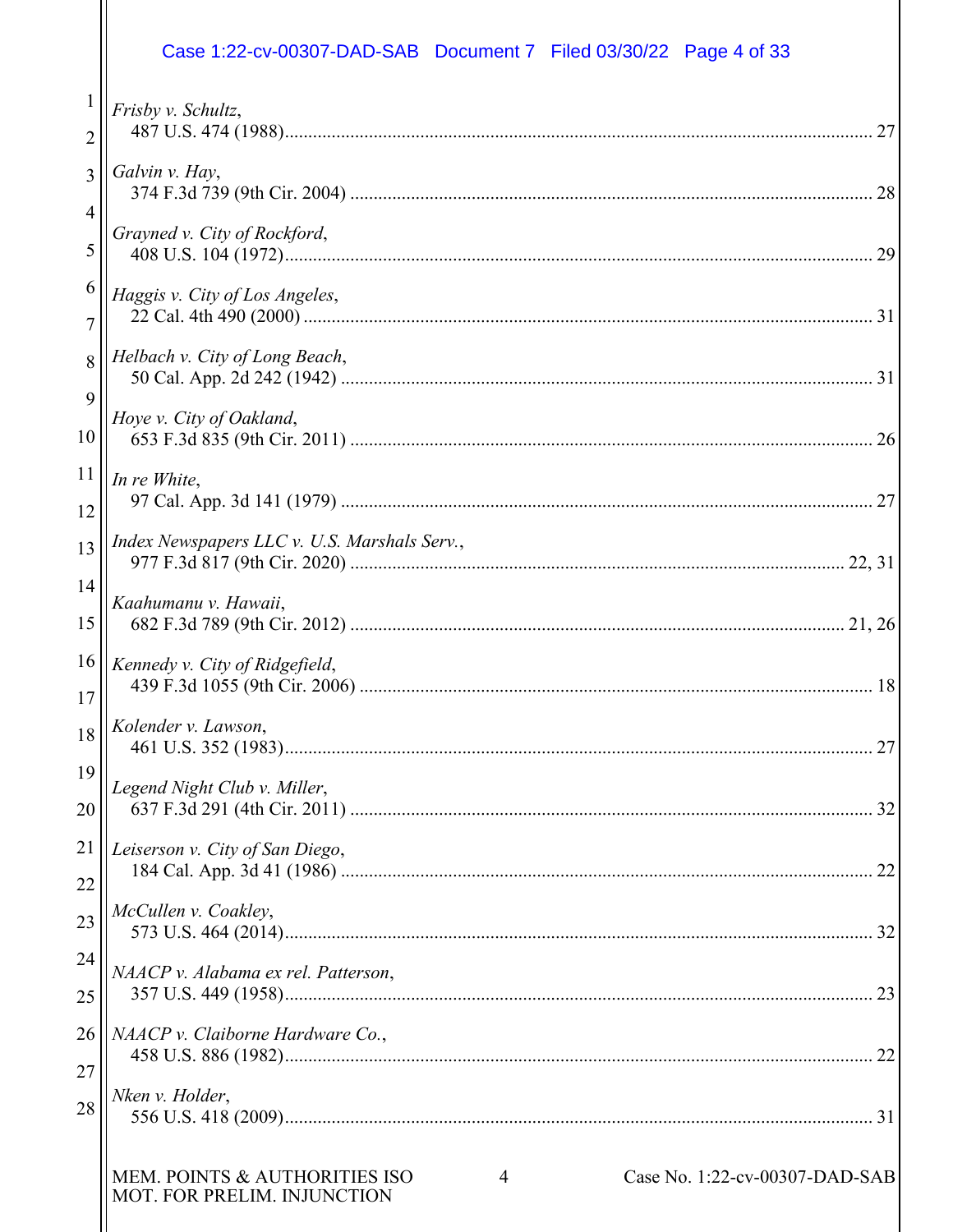*Frisby v. Schultz*,
487 U.S. 474 (1988)............................................................................................................. 27

*Galvin v. Hay*,
374 F.3d 739 (9th Cir. 2004) .............................................................................................. 28

*Grayned v. City of Rockford*,
408 U.S. 104 (1972)............................................................................................................. 29

*Haggis v. City of Los Angeles*,
22 Cal. 4th 490 (2000) ......................................................................................................... 31

*Helbach v. City of Long Beach*,
50 Cal. App. 2d 242 (1942) ................................................................................................. 31

*Hoye v. City of Oakland*,
653 F.3d 835 (9th Cir. 2011) ............................................................................................... 26

*In re White*,
97 Cal. App. 3d 141 (1979) ................................................................................................. 27

*Index Newspapers LLC v. U.S. Marshals Serv.*,
977 F.3d 817 (9th Cir. 2020) ......................................................................................... 22, 31

*Kaahumanu v. Hawaii*,
682 F.3d 789 (9th Cir. 2012) ......................................................................................... 21, 26

*Kennedy v. City of Ridgefield*,
439 F.3d 1055 (9th Cir. 2006) ............................................................................................. 18

*Kolender v. Lawson*,
461 U.S. 352 (1983)............................................................................................................. 27

*Legend Night Club v. Miller*,
637 F.3d 291 (4th Cir. 2011) ............................................................................................... 32

*Leiserson v. City of San Diego*,
184 Cal. App. 3d 41 (1986) ................................................................................................. 22

*McCullen v. Coakley*,
573 U.S. 464 (2014)............................................................................................................. 32

*NAACP v. Alabama ex rel. Patterson*,
357 U.S. 449 (1958)............................................................................................................. 23

*NAACP v. Claiborne Hardware Co.*,
458 U.S. 886 (1982)............................................................................................................. 22

*Nken v. Holder*,
556 U.S. 418 (2009)............................................................................................................. 31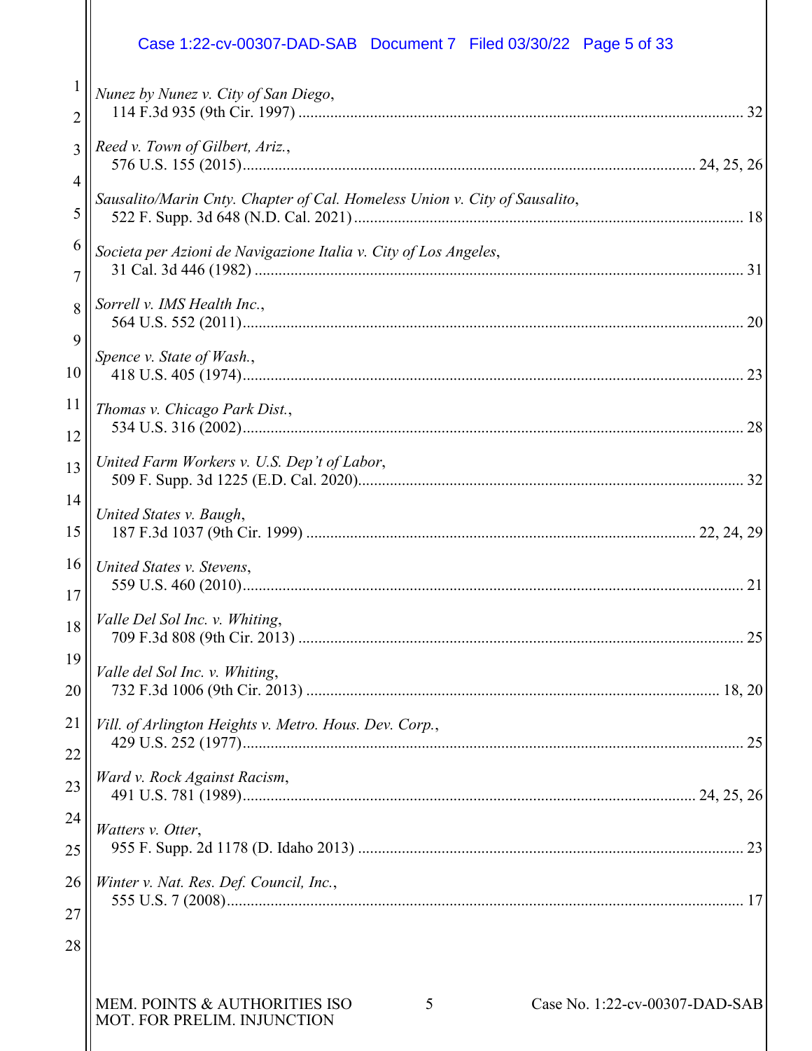*Nunez by Nunez v. City of San Diego*,
114 F.3d 935 (9th Cir. 1997) ............................................................................................................... 32

*Reed v. Town of Gilbert, Ariz.*,
576 U.S. 155 (2015)............................................................................................................... 24, 25, 26

*Sausalito/Marin Cnty. Chapter of Cal. Homeless Union v. City of Sausalito*,
522 F. Supp. 3d 648 (N.D. Cal. 2021)................................................................................................ 18

*Societa per Azioni de Navigazione Italia v. City of Los Angeles*,
31 Cal. 3d 446 (1982) .......................................................................................................................... 31

*Sorrell v. IMS Health Inc.*,
564 U.S. 552 (2011)............................................................................................................................. 20

*Spence v. State of Wash.*,
418 U.S. 405 (1974)............................................................................................................................. 23

*Thomas v. Chicago Park Dist.*,
534 U.S. 316 (2002)............................................................................................................................. 28

*United Farm Workers v. U.S. Dep't of Labor*,
509 F. Supp. 3d 1225 (E.D. Cal. 2020)............................................................................................... 32

*United States v. Baugh*,
187 F.3d 1037 (9th Cir. 1999) ............................................................................................... 22, 24, 29

*United States v. Stevens*,
559 U.S. 460 (2010)............................................................................................................................. 21

*Valle Del Sol Inc. v. Whiting*,
709 F.3d 808 (9th Cir. 2013) ............................................................................................................... 25

*Valle del Sol Inc. v. Whiting*,
732 F.3d 1006 (9th Cir. 2013) ...................................................................................................... 18, 20

*Vill. of Arlington Heights v. Metro. Hous. Dev. Corp.*,
429 U.S. 252 (1977)............................................................................................................................. 25

*Ward v. Rock Against Racism*,
491 U.S. 781 (1989)............................................................................................................... 24, 25, 26

*Watters v. Otter*,
955 F. Supp. 2d 1178 (D. Idaho 2013) ................................................................................................ 23

*Winter v. Nat. Res. Def. Council, Inc.*,
555 U.S. 7 (2008)................................................................................................................................. 17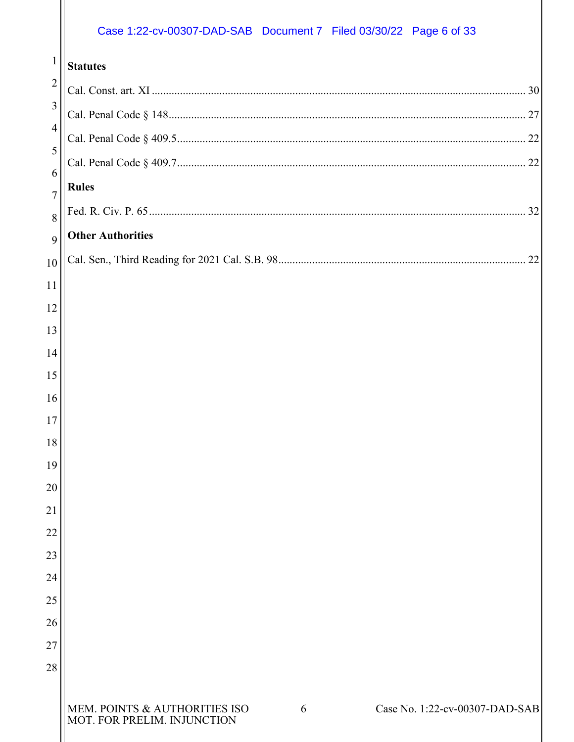**Statutes**

Cal. Const. art. XI .................................................................................................................. 30

Cal. Penal Code § 148.............................................................................................................. 27

Cal. Penal Code § 409.5............................................................................................................ 22

Cal. Penal Code § 409.7............................................................................................................ 22

**Rules**

Fed. R. Civ. P. 65 ..................................................................................................................... 32

**Other Authorities**

Cal. Sen., Third Reading for 2021 Cal. S.B. 98........................................................................ 22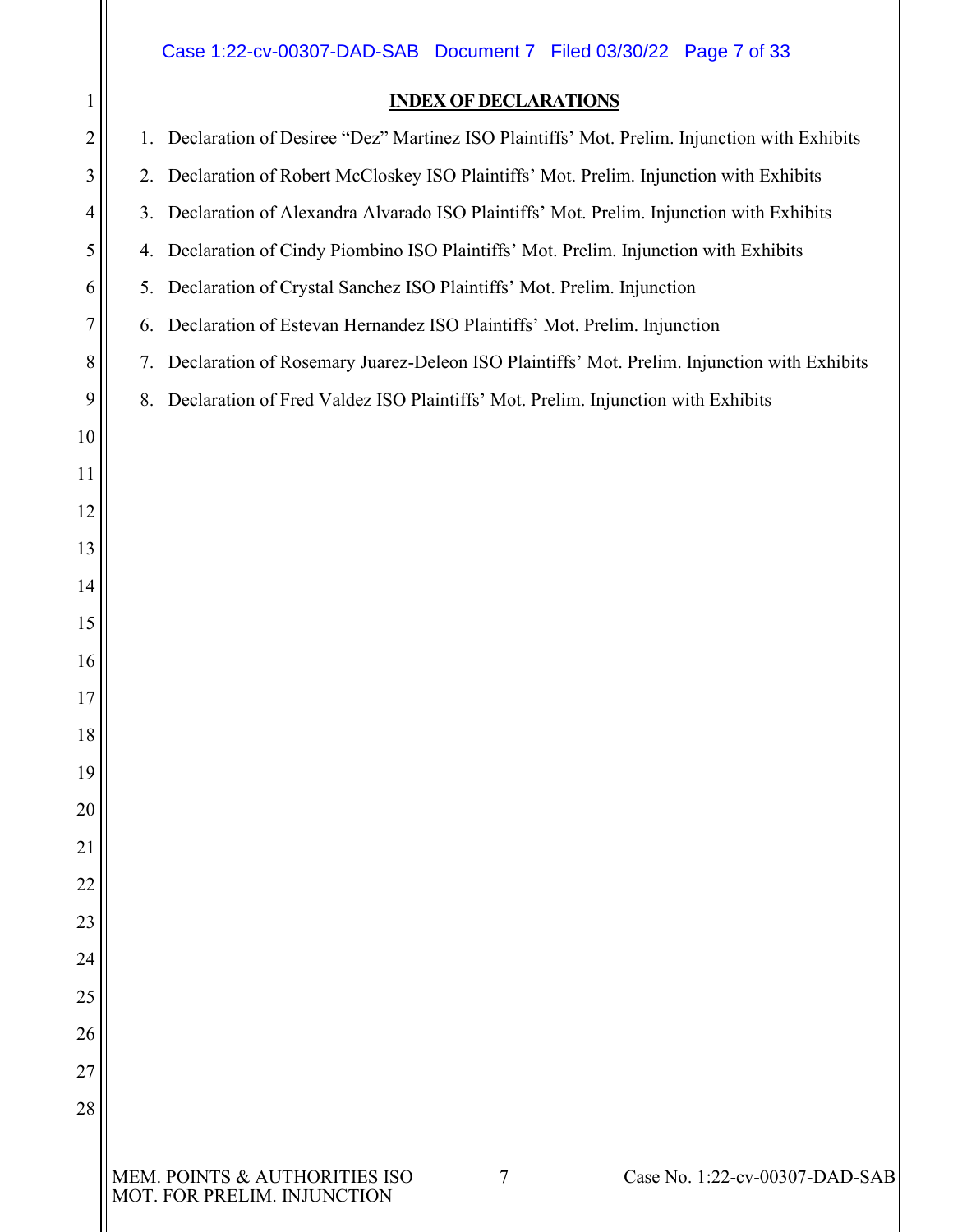**INDEX OF DECLARATIONS**

1. Declaration of Desiree “Dez” Martinez ISO Plaintiffs’ Mot. Prelim. Injunction with Exhibits
2. Declaration of Robert McCloskey ISO Plaintiffs’ Mot. Prelim. Injunction with Exhibits
3. Declaration of Alexandra Alvarado ISO Plaintiffs’ Mot. Prelim. Injunction with Exhibits
4. Declaration of Cindy Piombino ISO Plaintiffs’ Mot. Prelim. Injunction with Exhibits
5. Declaration of Crystal Sanchez ISO Plaintiffs’ Mot. Prelim. Injunction
6. Declaration of Estevan Hernandez ISO Plaintiffs’ Mot. Prelim. Injunction
7. Declaration of Rosemary Juarez-Deleon ISO Plaintiffs’ Mot. Prelim. Injunction with Exhibits
8. Declaration of Fred Valdez ISO Plaintiffs’ Mot. Prelim. Injunction with Exhibits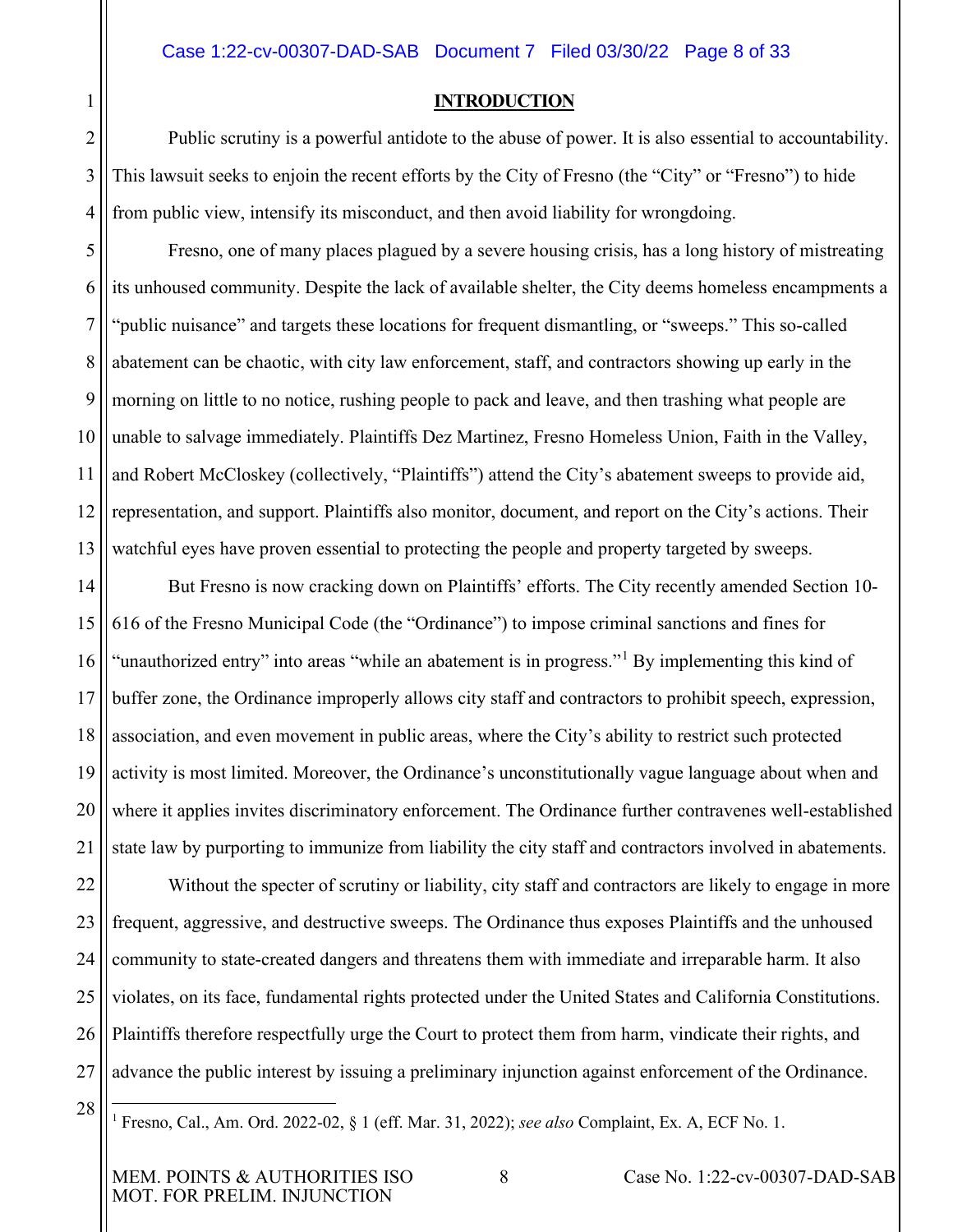## INTRODUCTION

Public scrutiny is a powerful antidote to the abuse of power. It is also essential to accountability. This lawsuit seeks to enjoin the recent efforts by the City of Fresno (the "City" or "Fresno") to hide from public view, intensify its misconduct, and then avoid liability for wrongdoing.

Fresno, one of many places plagued by a severe housing crisis, has a long history of mistreating its unhoused community. Despite the lack of available shelter, the City deems homeless encampments a "public nuisance" and targets these locations for frequent dismantling, or "sweeps." This so-called abatement can be chaotic, with city law enforcement, staff, and contractors showing up early in the morning on little to no notice, rushing people to pack and leave, and then trashing what people are unable to salvage immediately. Plaintiffs Dez Martinez, Fresno Homeless Union, Faith in the Valley, and Robert McCloskey (collectively, "Plaintiffs") attend the City's abatement sweeps to provide aid, representation, and support. Plaintiffs also monitor, document, and report on the City's actions. Their watchful eyes have proven essential to protecting the people and property targeted by sweeps.

But Fresno is now cracking down on Plaintiffs' efforts. The City recently amended Section 10-616 of the Fresno Municipal Code (the "Ordinance") to impose criminal sanctions and fines for "unauthorized entry" into areas "while an abatement is in progress."[1] By implementing this kind of buffer zone, the Ordinance improperly allows city staff and contractors to prohibit speech, expression, association, and even movement in public areas, where the City's ability to restrict such protected activity is most limited. Moreover, the Ordinance's unconstitutionally vague language about when and where it applies invites discriminatory enforcement. The Ordinance further contravenes well-established state law by purporting to immunize from liability the city staff and contractors involved in abatements.

Without the specter of scrutiny or liability, city staff and contractors are likely to engage in more frequent, aggressive, and destructive sweeps. The Ordinance thus exposes Plaintiffs and the unhoused community to state-created dangers and threatens them with immediate and irreparable harm. It also violates, on its face, fundamental rights protected under the United States and California Constitutions. Plaintiffs therefore respectfully urge the Court to protect them from harm, vindicate their rights, and advance the public interest by issuing a preliminary injunction against enforcement of the Ordinance.

---

[1] Fresno, Cal., Am. Ord. 2022-02, § 1 (eff. Mar. 31, 2022); *see also* Complaint, Ex. A, ECF No. 1.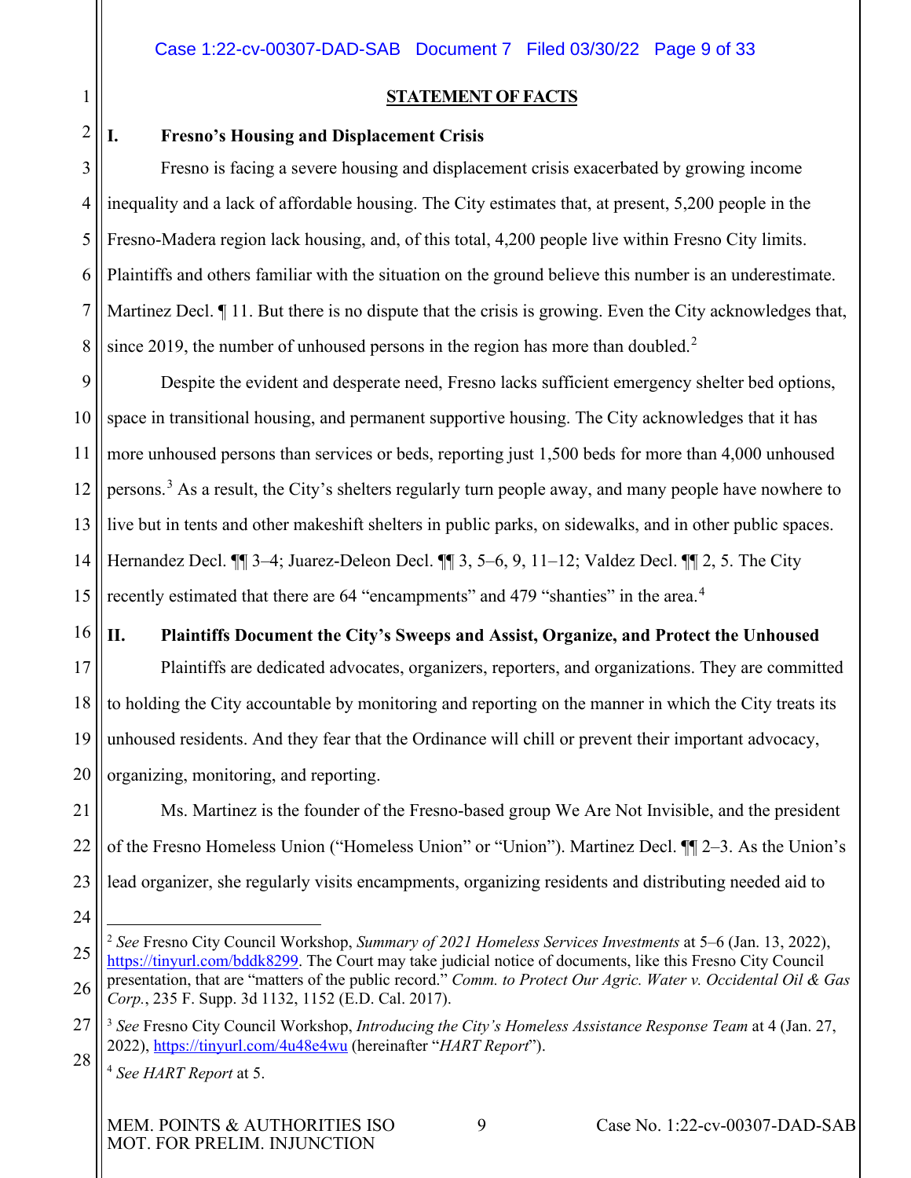## STATEMENT OF FACTS

### I. Fresno's Housing and Displacement Crisis

Fresno is facing a severe housing and displacement crisis exacerbated by growing income inequality and a lack of affordable housing. The City estimates that, at present, 5,200 people in the Fresno-Madera region lack housing, and, of this total, 4,200 people live within Fresno City limits. Plaintiffs and others familiar with the situation on the ground believe this number is an underestimate. Martinez Decl. ¶ 11. But there is no dispute that the crisis is growing. Even the City acknowledges that, since 2019, the number of unhoused persons in the region has more than doubled.[2]

Despite the evident and desperate need, Fresno lacks sufficient emergency shelter bed options, space in transitional housing, and permanent supportive housing. The City acknowledges that it has more unhoused persons than services or beds, reporting just 1,500 beds for more than 4,000 unhoused persons.[3] As a result, the City's shelters regularly turn people away, and many people have nowhere to live but in tents and other makeshift shelters in public parks, on sidewalks, and in other public spaces. Hernandez Decl. ¶¶ 3–4; Juarez-Deleon Decl. ¶¶ 3, 5–6, 9, 11–12; Valdez Decl. ¶¶ 2, 5. The City recently estimated that there are 64 "encampments" and 479 "shanties" in the area.[4]

### II. Plaintiffs Document the City's Sweeps and Assist, Organize, and Protect the Unhoused

Plaintiffs are dedicated advocates, organizers, reporters, and organizations. They are committed to holding the City accountable by monitoring and reporting on the manner in which the City treats its unhoused residents. And they fear that the Ordinance will chill or prevent their important advocacy, organizing, monitoring, and reporting.

Ms. Martinez is the founder of the Fresno-based group We Are Not Invisible, and the president of the Fresno Homeless Union ("Homeless Union" or "Union"). Martinez Decl. ¶¶ 2–3. As the Union's lead organizer, she regularly visits encampments, organizing residents and distributing needed aid to

---

[2] *See* Fresno City Council Workshop, *Summary of 2021 Homeless Services Investments* at 5–6 (Jan. 13, 2022), https://tinyurl.com/bddk8299. The Court may take judicial notice of documents, like this Fresno City Council presentation, that are "matters of the public record." *Comm. to Protect Our Agric. Water v. Occidental Oil & Gas Corp.*, 235 F. Supp. 3d 1132, 1152 (E.D. Cal. 2017).

[3] *See* Fresno City Council Workshop, *Introducing the City's Homeless Assistance Response Team* at 4 (Jan. 27, 2022), https://tinyurl.com/4u48e4wu (hereinafter "*HART Report*").

[4] *See HART Report* at 5.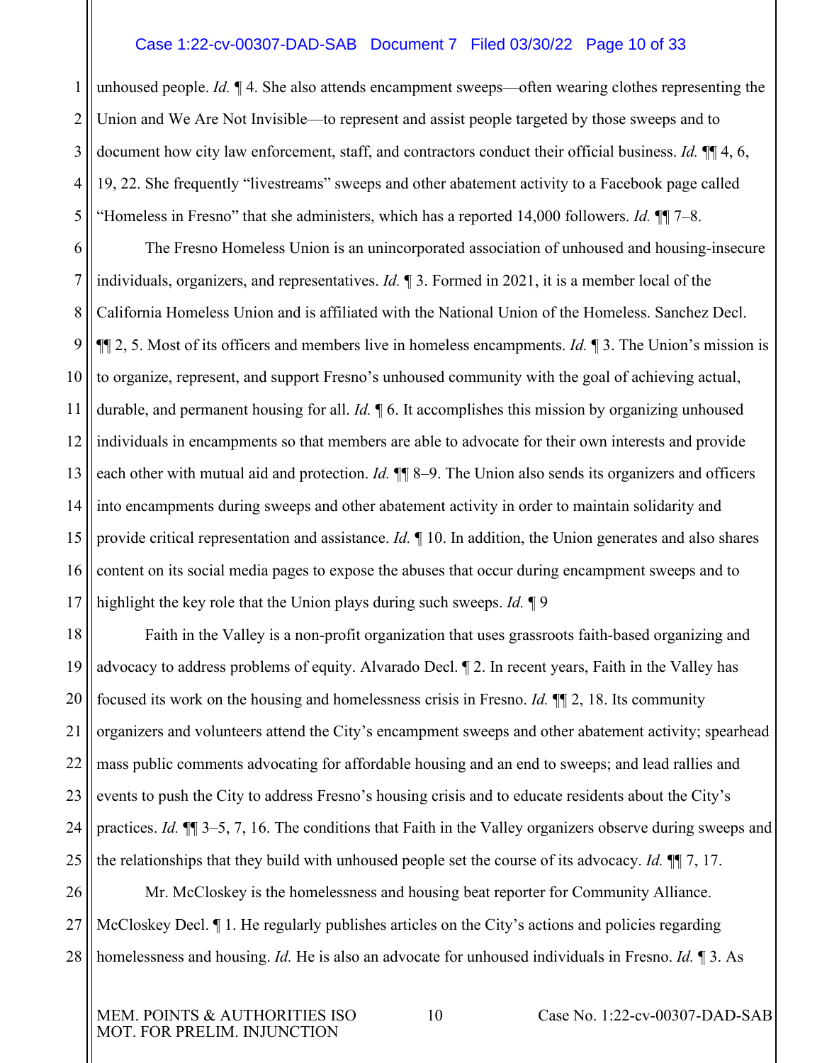unhoused people. *Id.* ¶ 4. She also attends encampment sweeps—often wearing clothes representing the Union and We Are Not Invisible—to represent and assist people targeted by those sweeps and to document how city law enforcement, staff, and contractors conduct their official business. *Id.* ¶¶ 4, 6, 19, 22. She frequently "livestreams" sweeps and other abatement activity to a Facebook page called "Homeless in Fresno" that she administers, which has a reported 14,000 followers. *Id.* ¶¶ 7–8.

The Fresno Homeless Union is an unincorporated association of unhoused and housing-insecure individuals, organizers, and representatives. *Id.* ¶ 3. Formed in 2021, it is a member local of the California Homeless Union and is affiliated with the National Union of the Homeless. Sanchez Decl. ¶¶ 2, 5. Most of its officers and members live in homeless encampments. *Id.* ¶ 3. The Union's mission is to organize, represent, and support Fresno's unhoused community with the goal of achieving actual, durable, and permanent housing for all. *Id.* ¶ 6. It accomplishes this mission by organizing unhoused individuals in encampments so that members are able to advocate for their own interests and provide each other with mutual aid and protection. *Id.* ¶¶ 8–9. The Union also sends its organizers and officers into encampments during sweeps and other abatement activity in order to maintain solidarity and provide critical representation and assistance. *Id.* ¶ 10. In addition, the Union generates and also shares content on its social media pages to expose the abuses that occur during encampment sweeps and to highlight the key role that the Union plays during such sweeps. *Id.* ¶ 9

Faith in the Valley is a non-profit organization that uses grassroots faith-based organizing and advocacy to address problems of equity. Alvarado Decl. ¶ 2. In recent years, Faith in the Valley has focused its work on the housing and homelessness crisis in Fresno. *Id.* ¶¶ 2, 18. Its community organizers and volunteers attend the City's encampment sweeps and other abatement activity; spearhead mass public comments advocating for affordable housing and an end to sweeps; and lead rallies and events to push the City to address Fresno's housing crisis and to educate residents about the City's practices. *Id.* ¶¶ 3–5, 7, 16. The conditions that Faith in the Valley organizers observe during sweeps and the relationships that they build with unhoused people set the course of its advocacy. *Id.* ¶¶ 7, 17.

Mr. McCloskey is the homelessness and housing beat reporter for Community Alliance. McCloskey Decl. ¶ 1. He regularly publishes articles on the City's actions and policies regarding homelessness and housing. *Id.* He is also an advocate for unhoused individuals in Fresno. *Id.* ¶ 3. As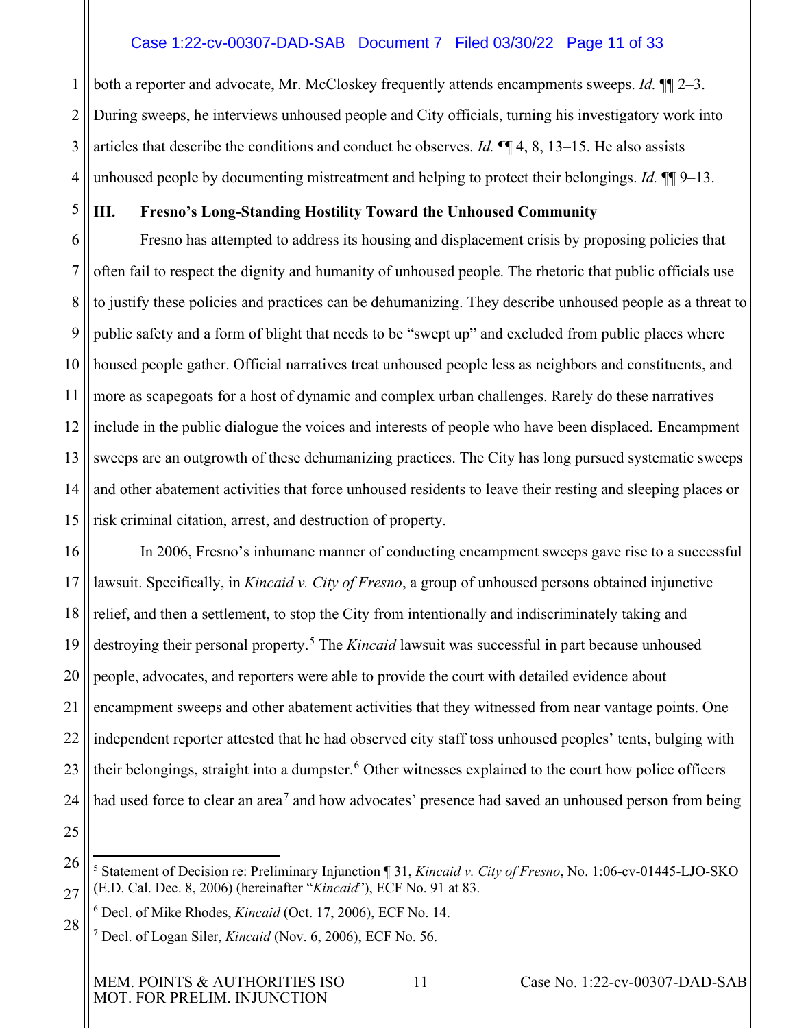both a reporter and advocate, Mr. McCloskey frequently attends encampments sweeps. *Id.* ¶¶ 2–3. During sweeps, he interviews unhoused people and City officials, turning his investigatory work into articles that describe the conditions and conduct he observes. *Id.* ¶¶ 4, 8, 13–15. He also assists unhoused people by documenting mistreatment and helping to protect their belongings. *Id.* ¶¶ 9–13.

## III. Fresno's Long-Standing Hostility Toward the Unhoused Community

Fresno has attempted to address its housing and displacement crisis by proposing policies that often fail to respect the dignity and humanity of unhoused people. The rhetoric that public officials use to justify these policies and practices can be dehumanizing. They describe unhoused people as a threat to public safety and a form of blight that needs to be "swept up" and excluded from public places where housed people gather. Official narratives treat unhoused people less as neighbors and constituents, and more as scapegoats for a host of dynamic and complex urban challenges. Rarely do these narratives include in the public dialogue the voices and interests of people who have been displaced. Encampment sweeps are an outgrowth of these dehumanizing practices. The City has long pursued systematic sweeps and other abatement activities that force unhoused residents to leave their resting and sleeping places or risk criminal citation, arrest, and destruction of property.

In 2006, Fresno's inhumane manner of conducting encampment sweeps gave rise to a successful lawsuit. Specifically, in *Kincaid v. City of Fresno*, a group of unhoused persons obtained injunctive relief, and then a settlement, to stop the City from intentionally and indiscriminately taking and destroying their personal property.[5] The *Kincaid* lawsuit was successful in part because unhoused people, advocates, and reporters were able to provide the court with detailed evidence about encampment sweeps and other abatement activities that they witnessed from near vantage points. One independent reporter attested that he had observed city staff toss unhoused peoples' tents, bulging with their belongings, straight into a dumpster.[6] Other witnesses explained to the court how police officers had used force to clear an area[7] and how advocates' presence had saved an unhoused person from being

---

[5] Statement of Decision re: Preliminary Injunction ¶ 31, *Kincaid v. City of Fresno*, No. 1:06-cv-01445-LJO-SKO (E.D. Cal. Dec. 8, 2006) (hereinafter "*Kincaid*"), ECF No. 91 at 83.

[6] Decl. of Mike Rhodes, *Kincaid* (Oct. 17, 2006), ECF No. 14.

[7] Decl. of Logan Siler, *Kincaid* (Nov. 6, 2006), ECF No. 56.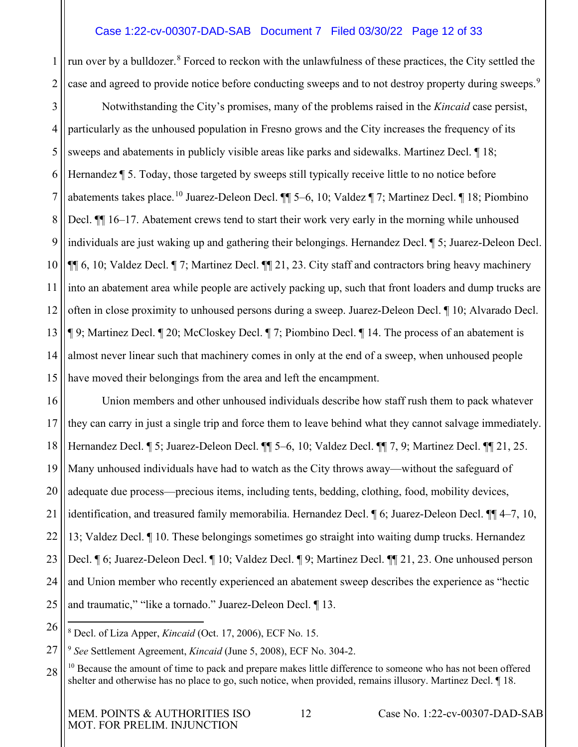run over by a bulldozer.[8] Forced to reckon with the unlawfulness of these practices, the City settled the case and agreed to provide notice before conducting sweeps and to not destroy property during sweeps.[9]

Notwithstanding the City's promises, many of the problems raised in the *Kincaid* case persist, particularly as the unhoused population in Fresno grows and the City increases the frequency of its sweeps and abatements in publicly visible areas like parks and sidewalks. Martinez Decl. ¶ 18; Hernandez ¶ 5. Today, those targeted by sweeps still typically receive little to no notice before abatements takes place.[10] Juarez-Deleon Decl. ¶¶ 5–6, 10; Valdez ¶ 7; Martinez Decl. ¶ 18; Piombino Decl. ¶¶ 16–17. Abatement crews tend to start their work very early in the morning while unhoused individuals are just waking up and gathering their belongings. Hernandez Decl. ¶ 5; Juarez-Deleon Decl. ¶¶ 6, 10; Valdez Decl. ¶ 7; Martinez Decl. ¶¶ 21, 23. City staff and contractors bring heavy machinery into an abatement area while people are actively packing up, such that front loaders and dump trucks are often in close proximity to unhoused persons during a sweep. Juarez-Deleon Decl. ¶ 10; Alvarado Decl. ¶ 9; Martinez Decl. ¶ 20; McCloskey Decl. ¶ 7; Piombino Decl. ¶ 14. The process of an abatement is almost never linear such that machinery comes in only at the end of a sweep, when unhoused people have moved their belongings from the area and left the encampment.

Union members and other unhoused individuals describe how staff rush them to pack whatever they can carry in just a single trip and force them to leave behind what they cannot salvage immediately. Hernandez Decl. ¶ 5; Juarez-Deleon Decl. ¶¶ 5–6, 10; Valdez Decl. ¶¶ 7, 9; Martinez Decl. ¶¶ 21, 25. Many unhoused individuals have had to watch as the City throws away—without the safeguard of adequate due process—precious items, including tents, bedding, clothing, food, mobility devices, identification, and treasured family memorabilia. Hernandez Decl. ¶ 6; Juarez-Deleon Decl. ¶¶ 4–7, 10, 13; Valdez Decl. ¶ 10. These belongings sometimes go straight into waiting dump trucks. Hernandez Decl. ¶ 6; Juarez-Deleon Decl. ¶ 10; Valdez Decl. ¶ 9; Martinez Decl. ¶¶ 21, 23. One unhoused person and Union member who recently experienced an abatement sweep describes the experience as "hectic and traumatic," "like a tornado." Juarez-Deleon Decl. ¶ 13.

---

[8] Decl. of Liza Apper, *Kincaid* (Oct. 17, 2006), ECF No. 15.

[9] *See* Settlement Agreement, *Kincaid* (June 5, 2008), ECF No. 304-2.

[10] Because the amount of time to pack and prepare makes little difference to someone who has not been offered shelter and otherwise has no place to go, such notice, when provided, remains illusory. Martinez Decl. ¶ 18.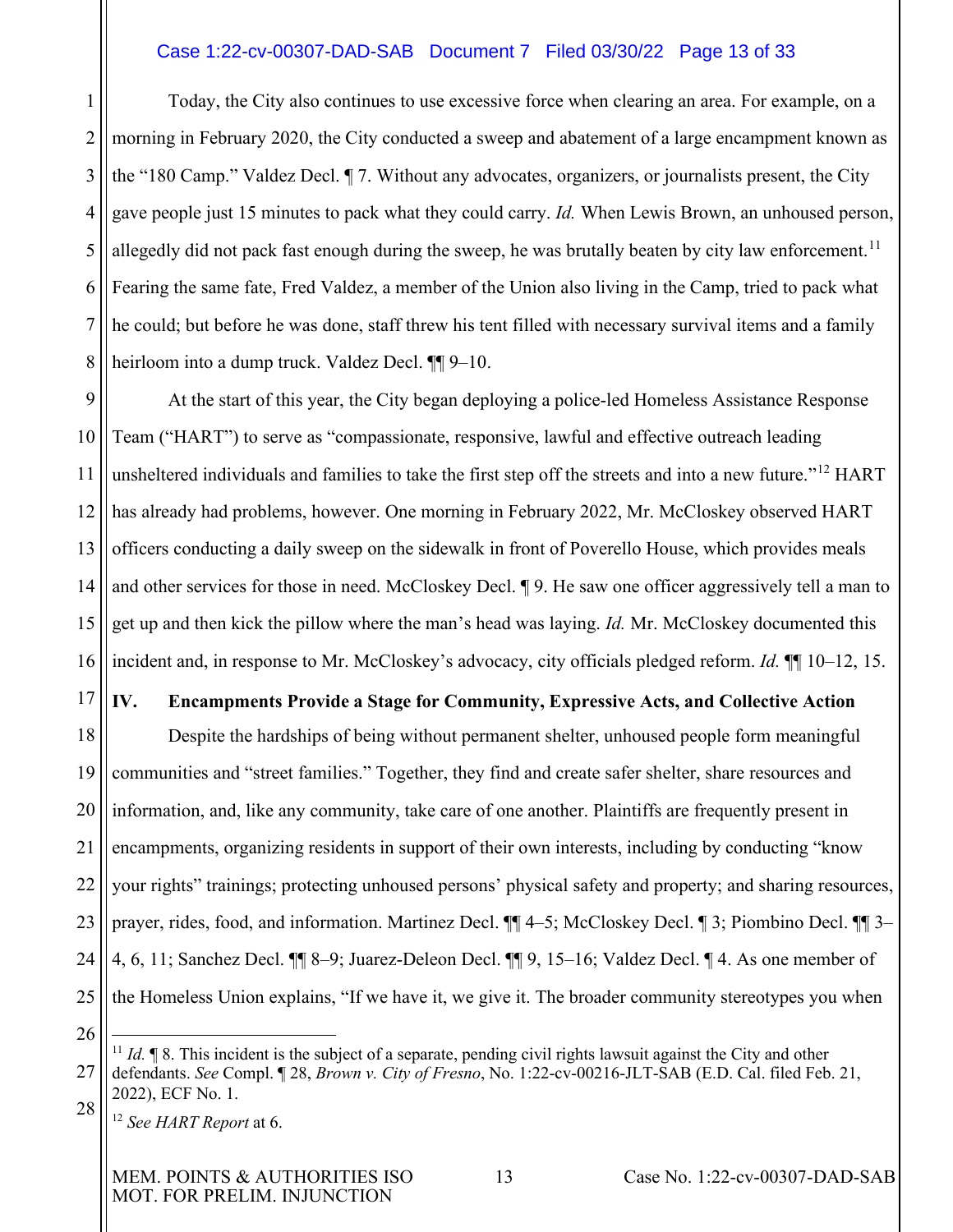Today, the City also continues to use excessive force when clearing an area. For example, on a morning in February 2020, the City conducted a sweep and abatement of a large encampment known as the "180 Camp." Valdez Decl. ¶ 7. Without any advocates, organizers, or journalists present, the City gave people just 15 minutes to pack what they could carry. *Id.* When Lewis Brown, an unhoused person, allegedly did not pack fast enough during the sweep, he was brutally beaten by city law enforcement.[11] Fearing the same fate, Fred Valdez, a member of the Union also living in the Camp, tried to pack what he could; but before he was done, staff threw his tent filled with necessary survival items and a family heirloom into a dump truck. Valdez Decl. ¶¶ 9–10.

At the start of this year, the City began deploying a police-led Homeless Assistance Response Team ("HART") to serve as "compassionate, responsive, lawful and effective outreach leading unsheltered individuals and families to take the first step off the streets and into a new future."[12] HART has already had problems, however. One morning in February 2022, Mr. McCloskey observed HART officers conducting a daily sweep on the sidewalk in front of Poverello House, which provides meals and other services for those in need. McCloskey Decl. ¶ 9. He saw one officer aggressively tell a man to get up and then kick the pillow where the man's head was laying. *Id.* Mr. McCloskey documented this incident and, in response to Mr. McCloskey's advocacy, city officials pledged reform. *Id.* ¶¶ 10–12, 15.

## IV. Encampments Provide a Stage for Community, Expressive Acts, and Collective Action

Despite the hardships of being without permanent shelter, unhoused people form meaningful communities and "street families." Together, they find and create safer shelter, share resources and information, and, like any community, take care of one another. Plaintiffs are frequently present in encampments, organizing residents in support of their own interests, including by conducting "know your rights" trainings; protecting unhoused persons' physical safety and property; and sharing resources, prayer, rides, food, and information. Martinez Decl. ¶¶ 4–5; McCloskey Decl. ¶ 3; Piombino Decl. ¶¶ 3–4, 6, 11; Sanchez Decl. ¶¶ 8–9; Juarez-Deleon Decl. ¶¶ 9, 15–16; Valdez Decl. ¶ 4. As one member of the Homeless Union explains, "If we have it, we give it. The broader community stereotypes you when

---

[11] *Id.* ¶ 8. This incident is the subject of a separate, pending civil rights lawsuit against the City and other defendants. *See* Compl. ¶ 28, *Brown v. City of Fresno*, No. 1:22-cv-00216-JLT-SAB (E.D. Cal. filed Feb. 21, 2022), ECF No. 1.

[12] *See HART Report* at 6.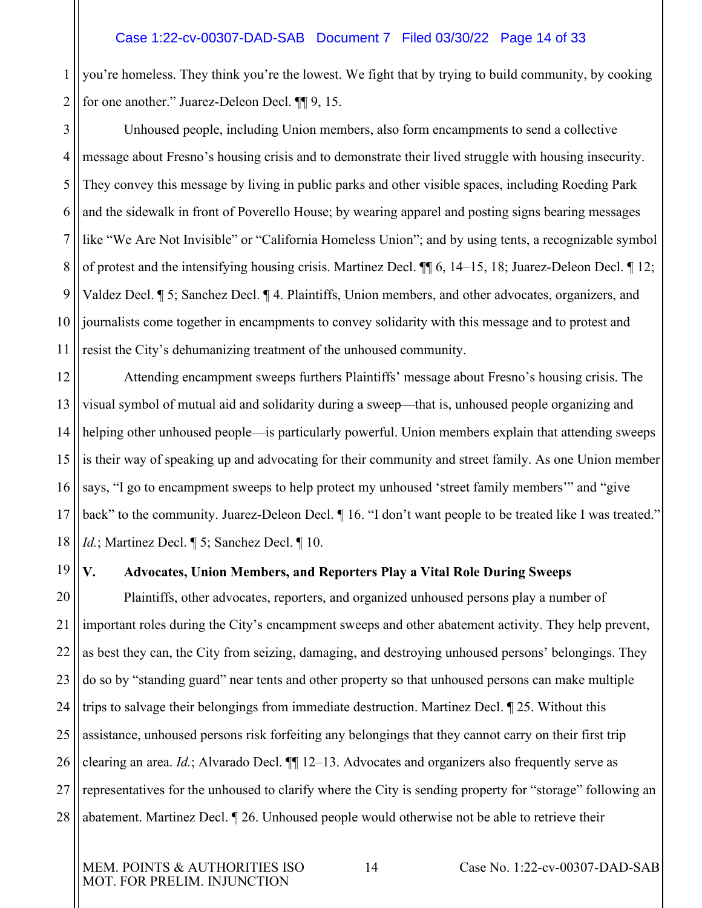you're homeless. They think you're the lowest. We fight that by trying to build community, by cooking for one another." Juarez-Deleon Decl. ¶¶ 9, 15.

Unhoused people, including Union members, also form encampments to send a collective message about Fresno's housing crisis and to demonstrate their lived struggle with housing insecurity. They convey this message by living in public parks and other visible spaces, including Roeding Park and the sidewalk in front of Poverello House; by wearing apparel and posting signs bearing messages like "We Are Not Invisible" or "California Homeless Union"; and by using tents, a recognizable symbol of protest and the intensifying housing crisis. Martinez Decl. ¶¶ 6, 14–15, 18; Juarez-Deleon Decl. ¶ 12; Valdez Decl. ¶ 5; Sanchez Decl. ¶ 4. Plaintiffs, Union members, and other advocates, organizers, and journalists come together in encampments to convey solidarity with this message and to protest and resist the City's dehumanizing treatment of the unhoused community.

Attending encampment sweeps furthers Plaintiffs' message about Fresno's housing crisis. The visual symbol of mutual aid and solidarity during a sweep—that is, unhoused people organizing and helping other unhoused people—is particularly powerful. Union members explain that attending sweeps is their way of speaking up and advocating for their community and street family. As one Union member says, "I go to encampment sweeps to help protect my unhoused 'street family members'" and "give back" to the community. Juarez-Deleon Decl. ¶ 16. "I don't want people to be treated like I was treated." *Id.*; Martinez Decl. ¶ 5; Sanchez Decl. ¶ 10.

## V. Advocates, Union Members, and Reporters Play a Vital Role During Sweeps

Plaintiffs, other advocates, reporters, and organized unhoused persons play a number of important roles during the City's encampment sweeps and other abatement activity. They help prevent, as best they can, the City from seizing, damaging, and destroying unhoused persons' belongings. They do so by "standing guard" near tents and other property so that unhoused persons can make multiple trips to salvage their belongings from immediate destruction. Martinez Decl. ¶ 25. Without this assistance, unhoused persons risk forfeiting any belongings that they cannot carry on their first trip clearing an area. *Id.*; Alvarado Decl. ¶¶ 12–13. Advocates and organizers also frequently serve as representatives for the unhoused to clarify where the City is sending property for "storage" following an abatement. Martinez Decl. ¶ 26. Unhoused people would otherwise not be able to retrieve their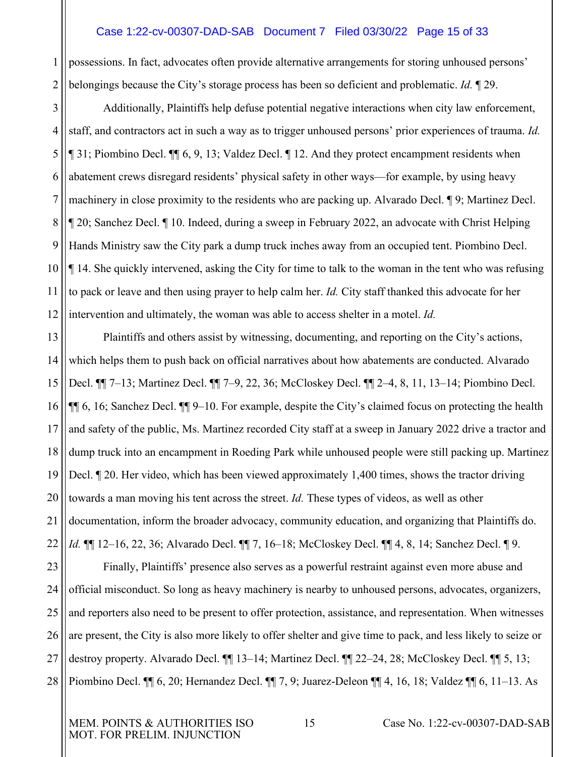possessions. In fact, advocates often provide alternative arrangements for storing unhoused persons' belongings because the City's storage process has been so deficient and problematic. *Id.* ¶ 29.

Additionally, Plaintiffs help defuse potential negative interactions when city law enforcement, staff, and contractors act in such a way as to trigger unhoused persons' prior experiences of trauma. *Id.* ¶ 31; Piombino Decl. ¶¶ 6, 9, 13; Valdez Decl. ¶ 12. And they protect encampment residents when abatement crews disregard residents' physical safety in other ways—for example, by using heavy machinery in close proximity to the residents who are packing up. Alvarado Decl. ¶ 9; Martinez Decl. ¶ 20; Sanchez Decl. ¶ 10. Indeed, during a sweep in February 2022, an advocate with Christ Helping Hands Ministry saw the City park a dump truck inches away from an occupied tent. Piombino Decl. ¶ 14. She quickly intervened, asking the City for time to talk to the woman in the tent who was refusing to pack or leave and then using prayer to help calm her. *Id.* City staff thanked this advocate for her intervention and ultimately, the woman was able to access shelter in a motel. *Id.*

Plaintiffs and others assist by witnessing, documenting, and reporting on the City's actions, which helps them to push back on official narratives about how abatements are conducted. Alvarado Decl. ¶¶ 7–13; Martinez Decl. ¶¶ 7–9, 22, 36; McCloskey Decl. ¶¶ 2–4, 8, 11, 13–14; Piombino Decl. ¶¶ 6, 16; Sanchez Decl. ¶¶ 9–10. For example, despite the City's claimed focus on protecting the health and safety of the public, Ms. Martinez recorded City staff at a sweep in January 2022 drive a tractor and dump truck into an encampment in Roeding Park while unhoused people were still packing up. Martinez Decl. ¶ 20. Her video, which has been viewed approximately 1,400 times, shows the tractor driving towards a man moving his tent across the street. *Id.* These types of videos, as well as other documentation, inform the broader advocacy, community education, and organizing that Plaintiffs do. *Id.* ¶¶ 12–16, 22, 36; Alvarado Decl. ¶¶ 7, 16–18; McCloskey Decl. ¶¶ 4, 8, 14; Sanchez Decl. ¶ 9.

Finally, Plaintiffs' presence also serves as a powerful restraint against even more abuse and official misconduct. So long as heavy machinery is nearby to unhoused persons, advocates, organizers, and reporters also need to be present to offer protection, assistance, and representation. When witnesses are present, the City is also more likely to offer shelter and give time to pack, and less likely to seize or destroy property. Alvarado Decl. ¶¶ 13–14; Martinez Decl. ¶¶ 22–24, 28; McCloskey Decl. ¶¶ 5, 13; Piombino Decl. ¶¶ 6, 20; Hernandez Decl. ¶¶ 7, 9; Juarez-Deleon ¶¶ 4, 16, 18; Valdez ¶¶ 6, 11–13. As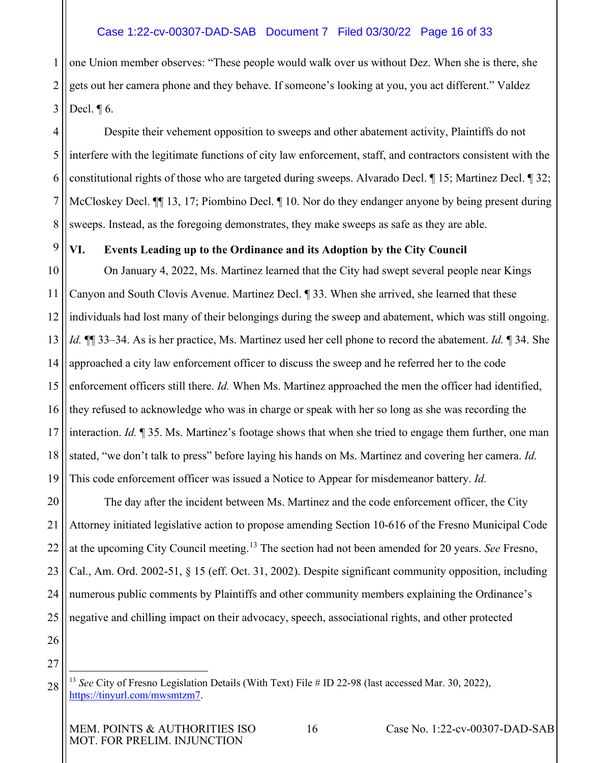one Union member observes: "These people would walk over us without Dez. When she is there, she gets out her camera phone and they behave. If someone's looking at you, you act different." Valdez Decl. ¶ 6.

Despite their vehement opposition to sweeps and other abatement activity, Plaintiffs do not interfere with the legitimate functions of city law enforcement, staff, and contractors consistent with the constitutional rights of those who are targeted during sweeps. Alvarado Decl. ¶ 15; Martinez Decl. ¶ 32; McCloskey Decl. ¶¶ 13, 17; Piombino Decl. ¶ 10. Nor do they endanger anyone by being present during sweeps. Instead, as the foregoing demonstrates, they make sweeps as safe as they are able.

## VI. Events Leading up to the Ordinance and its Adoption by the City Council

On January 4, 2022, Ms. Martinez learned that the City had swept several people near Kings Canyon and South Clovis Avenue. Martinez Decl. ¶ 33. When she arrived, she learned that these individuals had lost many of their belongings during the sweep and abatement, which was still ongoing. *Id.* ¶¶ 33–34. As is her practice, Ms. Martinez used her cell phone to record the abatement. *Id.* ¶ 34. She approached a city law enforcement officer to discuss the sweep and he referred her to the code enforcement officers still there. *Id.* When Ms. Martinez approached the men the officer had identified, they refused to acknowledge who was in charge or speak with her so long as she was recording the interaction. *Id.* ¶ 35. Ms. Martinez's footage shows that when she tried to engage them further, one man stated, "we don't talk to press" before laying his hands on Ms. Martinez and covering her camera. *Id.* This code enforcement officer was issued a Notice to Appear for misdemeanor battery. *Id.*

The day after the incident between Ms. Martinez and the code enforcement officer, the City Attorney initiated legislative action to propose amending Section 10-616 of the Fresno Municipal Code at the upcoming City Council meeting.[13] The section had not been amended for 20 years. *See* Fresno, Cal., Am. Ord. 2002-51, § 15 (eff. Oct. 31, 2002). Despite significant community opposition, including numerous public comments by Plaintiffs and other community members explaining the Ordinance's negative and chilling impact on their advocacy, speech, associational rights, and other protected

---

[13] *See* City of Fresno Legislation Details (With Text) File # ID 22-98 (last accessed Mar. 30, 2022), https://tinyurl.com/mwsmtzm7.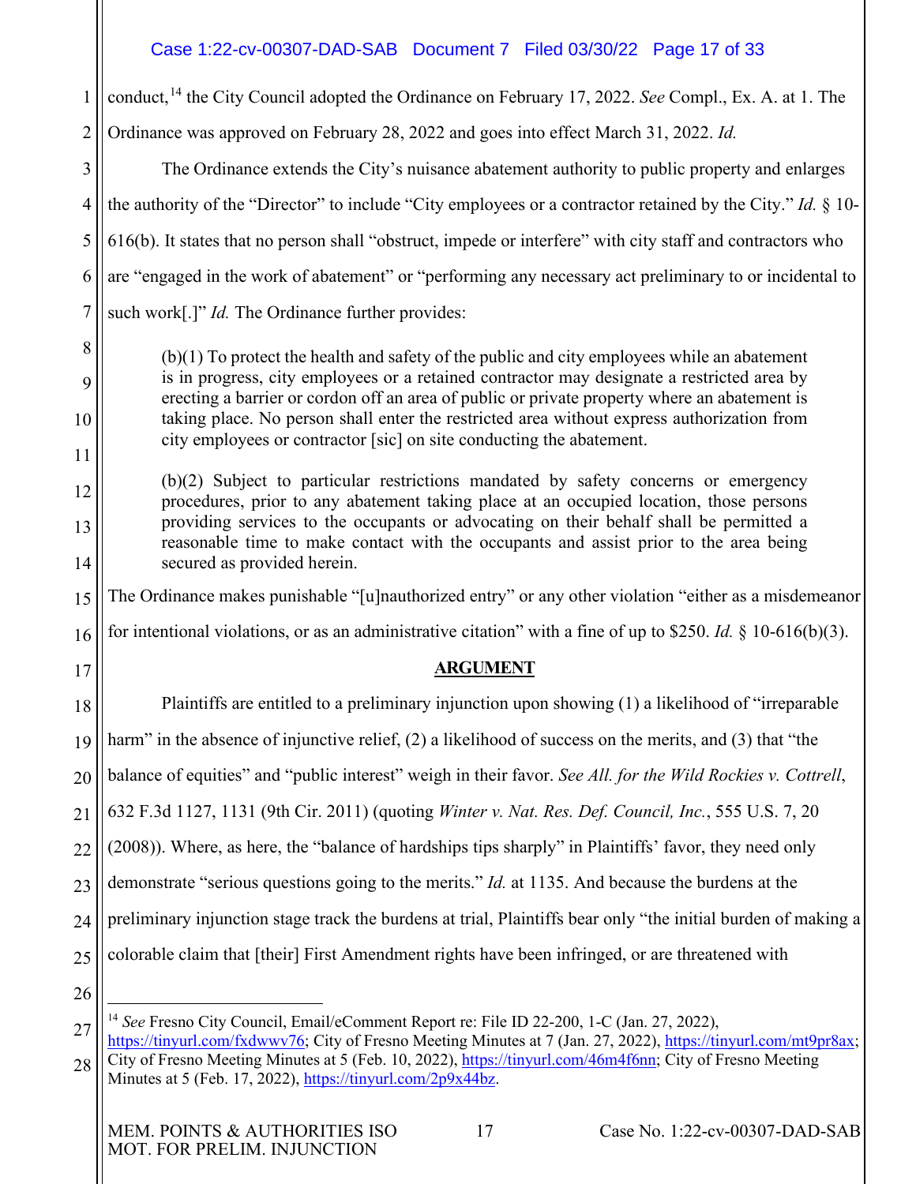conduct,[14] the City Council adopted the Ordinance on February 17, 2022. *See* Compl., Ex. A. at 1. The Ordinance was approved on February 28, 2022 and goes into effect March 31, 2022. *Id.*

The Ordinance extends the City's nuisance abatement authority to public property and enlarges the authority of the "Director" to include "City employees or a contractor retained by the City." *Id.* § 10-616(b). It states that no person shall "obstruct, impede or interfere" with city staff and contractors who are "engaged in the work of abatement" or "performing any necessary act preliminary to or incidental to such work[.]" *Id.* The Ordinance further provides:

> (b)(1) To protect the health and safety of the public and city employees while an abatement is in progress, city employees or a retained contractor may designate a restricted area by erecting a barrier or cordon off an area of public or private property where an abatement is taking place. No person shall enter the restricted area without express authorization from city employees or contractor [sic] on site conducting the abatement.
>
> (b)(2) Subject to particular restrictions mandated by safety concerns or emergency procedures, prior to any abatement taking place at an occupied location, those persons providing services to the occupants or advocating on their behalf shall be permitted a reasonable time to make contact with the occupants and assist prior to the area being secured as provided herein.

The Ordinance makes punishable "[u]nauthorized entry" or any other violation "either as a misdemeanor for intentional violations, or as an administrative citation" with a fine of up to $250. *Id.* § 10-616(b)(3).

## ARGUMENT

Plaintiffs are entitled to a preliminary injunction upon showing (1) a likelihood of "irreparable harm" in the absence of injunctive relief, (2) a likelihood of success on the merits, and (3) that "the balance of equities" and "public interest" weigh in their favor. *See All. for the Wild Rockies v. Cottrell*, 632 F.3d 1127, 1131 (9th Cir. 2011) (quoting *Winter v. Nat. Res. Def. Council, Inc.*, 555 U.S. 7, 20 (2008)). Where, as here, the "balance of hardships tips sharply" in Plaintiffs' favor, they need only demonstrate "serious questions going to the merits." *Id.* at 1135. And because the burdens at the preliminary injunction stage track the burdens at trial, Plaintiffs bear only "the initial burden of making a colorable claim that [their] First Amendment rights have been infringed, or are threatened with

---

[14] *See* Fresno City Council, Email/eComment Report re: File ID 22-200, 1-C (Jan. 27, 2022), https://tinyurl.com/fxdwwv76; City of Fresno Meeting Minutes at 7 (Jan. 27, 2022), https://tinyurl.com/mt9pr8ax; City of Fresno Meeting Minutes at 5 (Feb. 10, 2022), https://tinyurl.com/46m4f6nn; City of Fresno Meeting Minutes at 5 (Feb. 17, 2022), https://tinyurl.com/2p9x44bz.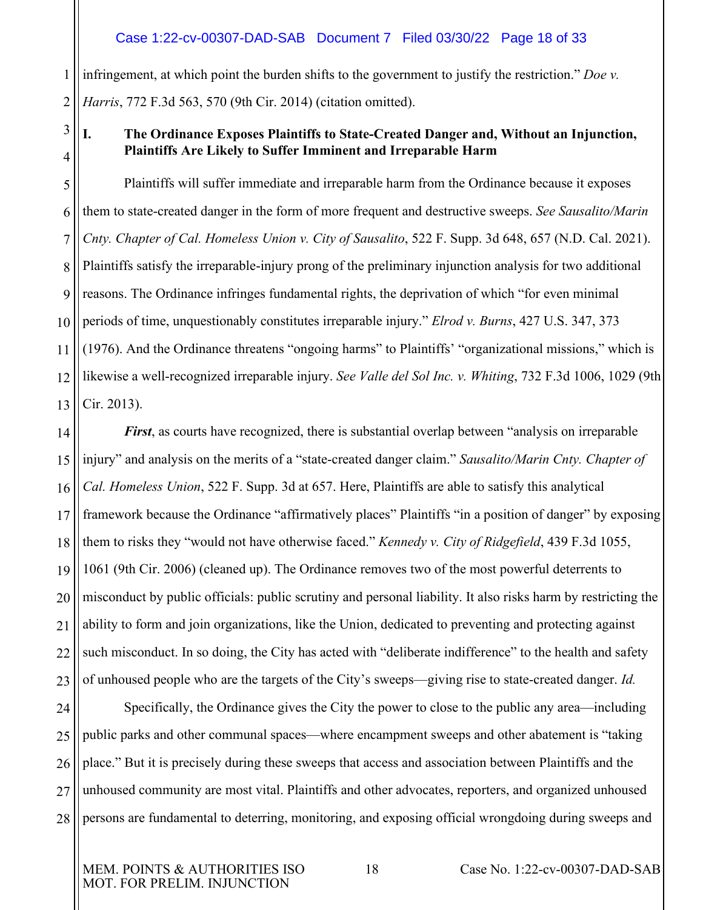infringement, at which point the burden shifts to the government to justify the restriction." *Doe v. Harris*, 772 F.3d 563, 570 (9th Cir. 2014) (citation omitted).

## I. The Ordinance Exposes Plaintiffs to State-Created Danger and, Without an Injunction, Plaintiffs Are Likely to Suffer Imminent and Irreparable Harm

Plaintiffs will suffer immediate and irreparable harm from the Ordinance because it exposes them to state-created danger in the form of more frequent and destructive sweeps. *See Sausalito/Marin Cnty. Chapter of Cal. Homeless Union v. City of Sausalito*, 522 F. Supp. 3d 648, 657 (N.D. Cal. 2021). Plaintiffs satisfy the irreparable-injury prong of the preliminary injunction analysis for two additional reasons. The Ordinance infringes fundamental rights, the deprivation of which "for even minimal periods of time, unquestionably constitutes irreparable injury." *Elrod v. Burns*, 427 U.S. 347, 373 (1976). And the Ordinance threatens "ongoing harms" to Plaintiffs' "organizational missions," which is likewise a well-recognized irreparable injury. *See Valle del Sol Inc. v. Whiting*, 732 F.3d 1006, 1029 (9th Cir. 2013).

***First***, as courts have recognized, there is substantial overlap between "analysis on irreparable injury" and analysis on the merits of a "state-created danger claim." *Sausalito/Marin Cnty. Chapter of Cal. Homeless Union*, 522 F. Supp. 3d at 657. Here, Plaintiffs are able to satisfy this analytical framework because the Ordinance "affirmatively places" Plaintiffs "in a position of danger" by exposing them to risks they "would not have otherwise faced." *Kennedy v. City of Ridgefield*, 439 F.3d 1055, 1061 (9th Cir. 2006) (cleaned up). The Ordinance removes two of the most powerful deterrents to misconduct by public officials: public scrutiny and personal liability. It also risks harm by restricting the ability to form and join organizations, like the Union, dedicated to preventing and protecting against such misconduct. In so doing, the City has acted with "deliberate indifference" to the health and safety of unhoused people who are the targets of the City's sweeps—giving rise to state-created danger. *Id.*

Specifically, the Ordinance gives the City the power to close to the public any area—including public parks and other communal spaces—where encampment sweeps and other abatement is "taking place." But it is precisely during these sweeps that access and association between Plaintiffs and the unhoused community are most vital. Plaintiffs and other advocates, reporters, and organized unhoused persons are fundamental to deterring, monitoring, and exposing official wrongdoing during sweeps and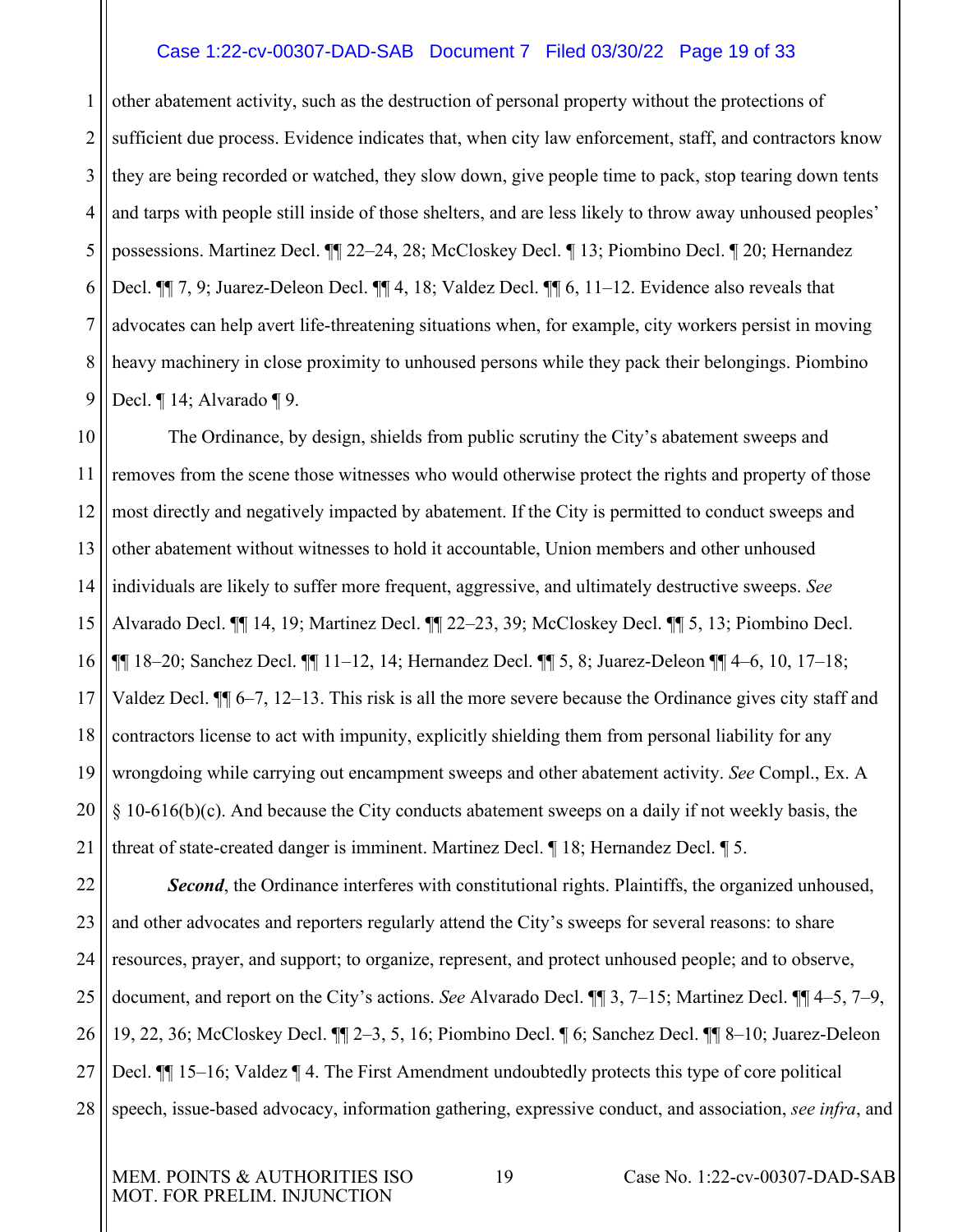other abatement activity, such as the destruction of personal property without the protections of sufficient due process. Evidence indicates that, when city law enforcement, staff, and contractors know they are being recorded or watched, they slow down, give people time to pack, stop tearing down tents and tarps with people still inside of those shelters, and are less likely to throw away unhoused peoples' possessions. Martinez Decl. ¶¶ 22–24, 28; McCloskey Decl. ¶ 13; Piombino Decl. ¶ 20; Hernandez Decl. ¶¶ 7, 9; Juarez-Deleon Decl. ¶¶ 4, 18; Valdez Decl. ¶¶ 6, 11–12. Evidence also reveals that advocates can help avert life-threatening situations when, for example, city workers persist in moving heavy machinery in close proximity to unhoused persons while they pack their belongings. Piombino Decl. ¶ 14; Alvarado ¶ 9.

The Ordinance, by design, shields from public scrutiny the City's abatement sweeps and removes from the scene those witnesses who would otherwise protect the rights and property of those most directly and negatively impacted by abatement. If the City is permitted to conduct sweeps and other abatement without witnesses to hold it accountable, Union members and other unhoused individuals are likely to suffer more frequent, aggressive, and ultimately destructive sweeps. *See* Alvarado Decl. ¶¶ 14, 19; Martinez Decl. ¶¶ 22–23, 39; McCloskey Decl. ¶¶ 5, 13; Piombino Decl. ¶¶ 18–20; Sanchez Decl. ¶¶ 11–12, 14; Hernandez Decl. ¶¶ 5, 8; Juarez-Deleon ¶¶ 4–6, 10, 17–18; Valdez Decl. ¶¶ 6–7, 12–13. This risk is all the more severe because the Ordinance gives city staff and contractors license to act with impunity, explicitly shielding them from personal liability for any wrongdoing while carrying out encampment sweeps and other abatement activity. *See* Compl., Ex. A § 10-616(b)(c). And because the City conducts abatement sweeps on a daily if not weekly basis, the threat of state-created danger is imminent. Martinez Decl. ¶ 18; Hernandez Decl. ¶ 5.

***Second***, the Ordinance interferes with constitutional rights. Plaintiffs, the organized unhoused, and other advocates and reporters regularly attend the City's sweeps for several reasons: to share resources, prayer, and support; to organize, represent, and protect unhoused people; and to observe, document, and report on the City's actions. *See* Alvarado Decl. ¶¶ 3, 7–15; Martinez Decl. ¶¶ 4–5, 7–9, 19, 22, 36; McCloskey Decl. ¶¶ 2–3, 5, 16; Piombino Decl. ¶ 6; Sanchez Decl. ¶¶ 8–10; Juarez-Deleon Decl. ¶¶ 15–16; Valdez ¶ 4. The First Amendment undoubtedly protects this type of core political speech, issue-based advocacy, information gathering, expressive conduct, and association, *see infra*, and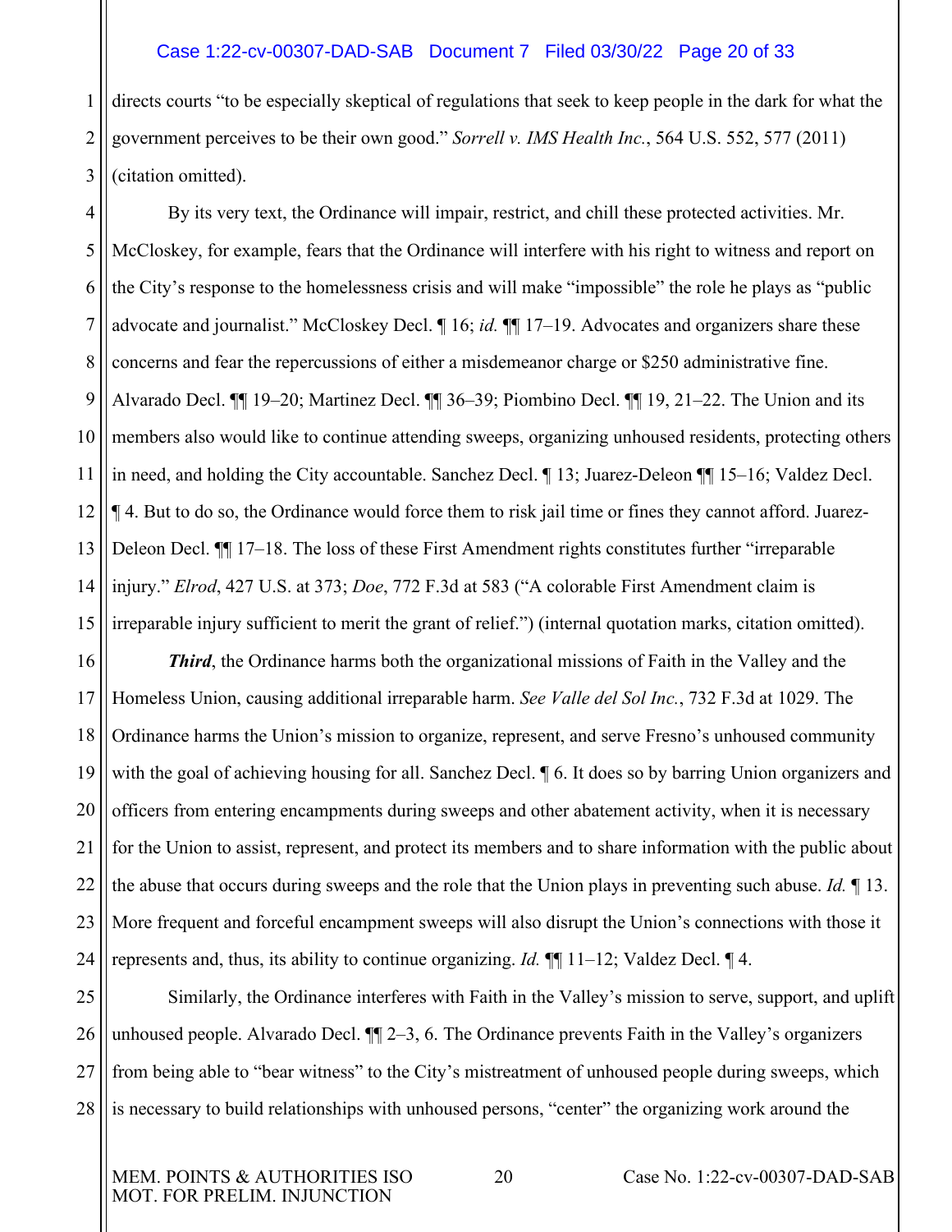directs courts "to be especially skeptical of regulations that seek to keep people in the dark for what the government perceives to be their own good." *Sorrell v. IMS Health Inc.*, 564 U.S. 552, 577 (2011) (citation omitted).

By its very text, the Ordinance will impair, restrict, and chill these protected activities. Mr. McCloskey, for example, fears that the Ordinance will interfere with his right to witness and report on the City's response to the homelessness crisis and will make "impossible" the role he plays as "public advocate and journalist." McCloskey Decl. ¶ 16; *id.* ¶¶ 17–19. Advocates and organizers share these concerns and fear the repercussions of either a misdemeanor charge or $250 administrative fine. Alvarado Decl. ¶¶ 19–20; Martinez Decl. ¶¶ 36–39; Piombino Decl. ¶¶ 19, 21–22. The Union and its members also would like to continue attending sweeps, organizing unhoused residents, protecting others in need, and holding the City accountable. Sanchez Decl. ¶ 13; Juarez-Deleon ¶¶ 15–16; Valdez Decl. ¶ 4. But to do so, the Ordinance would force them to risk jail time or fines they cannot afford. Juarez-Deleon Decl. ¶¶ 17–18. The loss of these First Amendment rights constitutes further "irreparable injury." *Elrod*, 427 U.S. at 373; *Doe*, 772 F.3d at 583 ("A colorable First Amendment claim is irreparable injury sufficient to merit the grant of relief.") (internal quotation marks, citation omitted).

***Third***, the Ordinance harms both the organizational missions of Faith in the Valley and the Homeless Union, causing additional irreparable harm. *See Valle del Sol Inc.*, 732 F.3d at 1029. The Ordinance harms the Union's mission to organize, represent, and serve Fresno's unhoused community with the goal of achieving housing for all. Sanchez Decl. ¶ 6. It does so by barring Union organizers and officers from entering encampments during sweeps and other abatement activity, when it is necessary for the Union to assist, represent, and protect its members and to share information with the public about the abuse that occurs during sweeps and the role that the Union plays in preventing such abuse. *Id.* ¶ 13. More frequent and forceful encampment sweeps will also disrupt the Union's connections with those it represents and, thus, its ability to continue organizing. *Id.* ¶¶ 11–12; Valdez Decl. ¶ 4.

Similarly, the Ordinance interferes with Faith in the Valley's mission to serve, support, and uplift unhoused people. Alvarado Decl. ¶¶ 2–3, 6. The Ordinance prevents Faith in the Valley's organizers from being able to "bear witness" to the City's mistreatment of unhoused people during sweeps, which is necessary to build relationships with unhoused persons, "center" the organizing work around the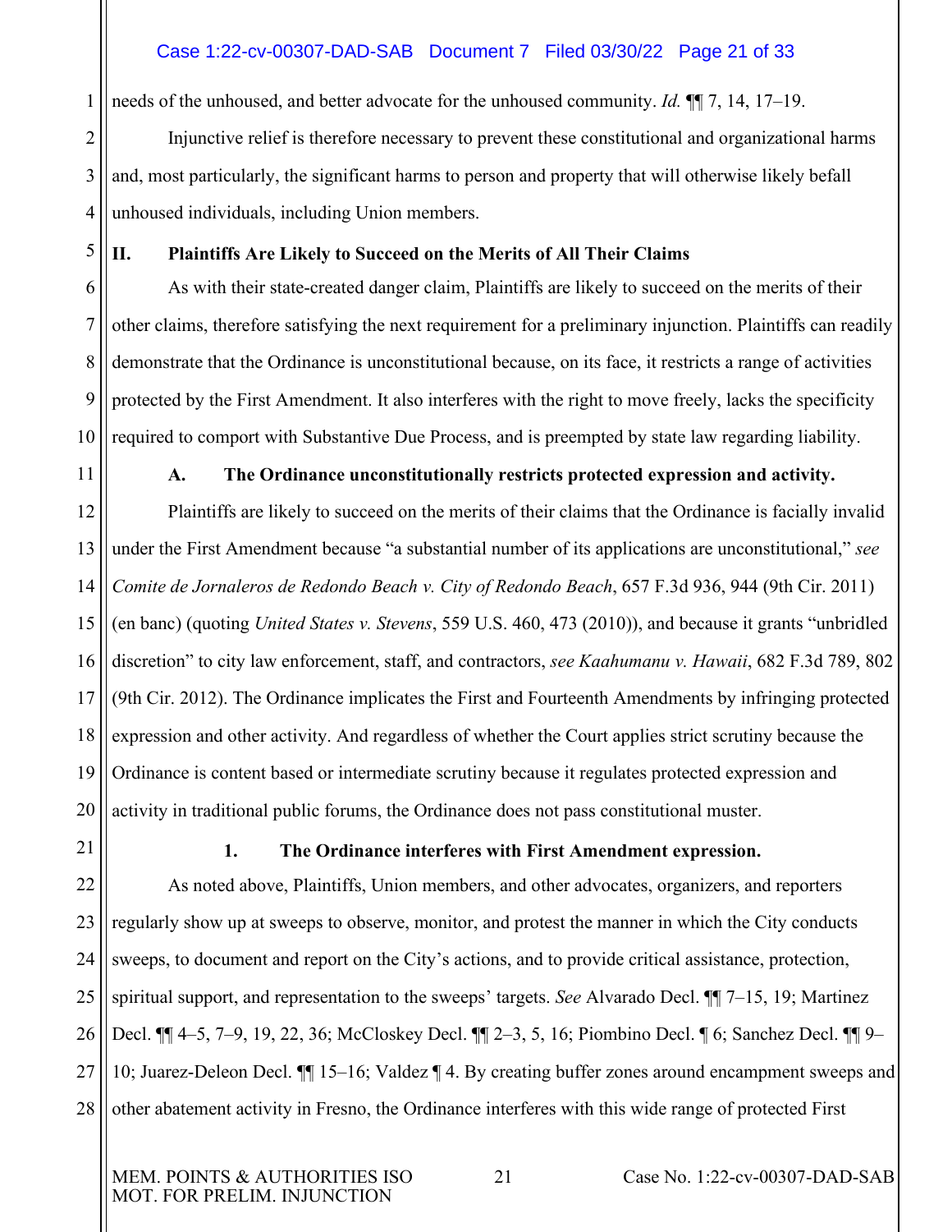needs of the unhoused, and better advocate for the unhoused community. *Id.* ¶¶ 7, 14, 17–19.

Injunctive relief is therefore necessary to prevent these constitutional and organizational harms and, most particularly, the significant harms to person and property that will otherwise likely befall unhoused individuals, including Union members.

## II. Plaintiffs Are Likely to Succeed on the Merits of All Their Claims

As with their state-created danger claim, Plaintiffs are likely to succeed on the merits of their other claims, therefore satisfying the next requirement for a preliminary injunction. Plaintiffs can readily demonstrate that the Ordinance is unconstitutional because, on its face, it restricts a range of activities protected by the First Amendment. It also interferes with the right to move freely, lacks the specificity required to comport with Substantive Due Process, and is preempted by state law regarding liability.

### A. The Ordinance unconstitutionally restricts protected expression and activity.

Plaintiffs are likely to succeed on the merits of their claims that the Ordinance is facially invalid under the First Amendment because "a substantial number of its applications are unconstitutional," *see Comite de Jornaleros de Redondo Beach v. City of Redondo Beach*, 657 F.3d 936, 944 (9th Cir. 2011) (en banc) (quoting *United States v. Stevens*, 559 U.S. 460, 473 (2010)), and because it grants "unbridled discretion" to city law enforcement, staff, and contractors, *see Kaahumanu v. Hawaii*, 682 F.3d 789, 802 (9th Cir. 2012). The Ordinance implicates the First and Fourteenth Amendments by infringing protected expression and other activity. And regardless of whether the Court applies strict scrutiny because the Ordinance is content based or intermediate scrutiny because it regulates protected expression and activity in traditional public forums, the Ordinance does not pass constitutional muster.

#### 1. The Ordinance interferes with First Amendment expression.

As noted above, Plaintiffs, Union members, and other advocates, organizers, and reporters regularly show up at sweeps to observe, monitor, and protest the manner in which the City conducts sweeps, to document and report on the City's actions, and to provide critical assistance, protection, spiritual support, and representation to the sweeps' targets. *See* Alvarado Decl. ¶¶ 7–15, 19; Martinez Decl. ¶¶ 4–5, 7–9, 19, 22, 36; McCloskey Decl. ¶¶ 2–3, 5, 16; Piombino Decl. ¶ 6; Sanchez Decl. ¶¶ 9–10; Juarez-Deleon Decl. ¶¶ 15–16; Valdez ¶ 4. By creating buffer zones around encampment sweeps and other abatement activity in Fresno, the Ordinance interferes with this wide range of protected First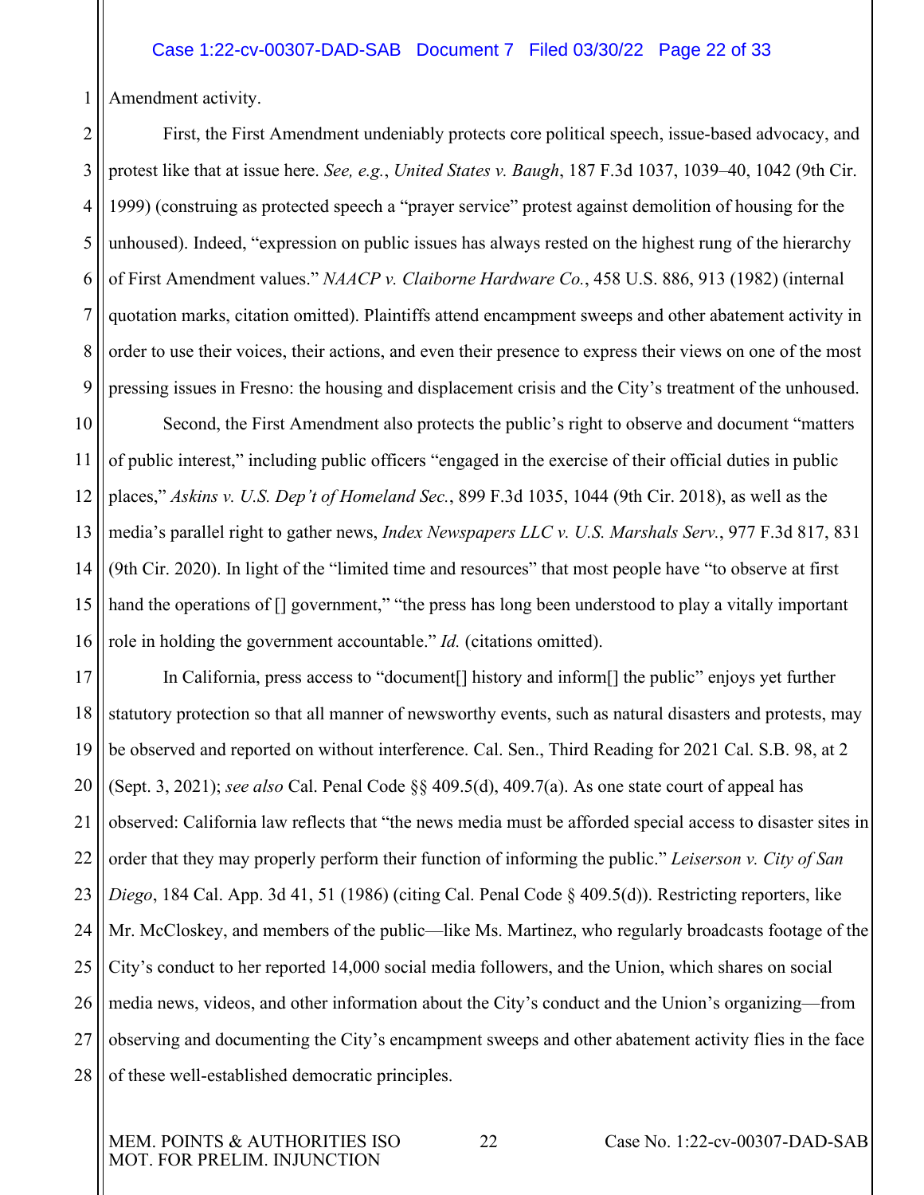Amendment activity.

First, the First Amendment undeniably protects core political speech, issue-based advocacy, and protest like that at issue here. *See, e.g.*, *United States v. Baugh*, 187 F.3d 1037, 1039–40, 1042 (9th Cir. 1999) (construing as protected speech a "prayer service" protest against demolition of housing for the unhoused). Indeed, "expression on public issues has always rested on the highest rung of the hierarchy of First Amendment values." *NAACP v. Claiborne Hardware Co.*, 458 U.S. 886, 913 (1982) (internal quotation marks, citation omitted). Plaintiffs attend encampment sweeps and other abatement activity in order to use their voices, their actions, and even their presence to express their views on one of the most pressing issues in Fresno: the housing and displacement crisis and the City's treatment of the unhoused.

Second, the First Amendment also protects the public's right to observe and document "matters of public interest," including public officers "engaged in the exercise of their official duties in public places," *Askins v. U.S. Dep't of Homeland Sec.*, 899 F.3d 1035, 1044 (9th Cir. 2018), as well as the media's parallel right to gather news, *Index Newspapers LLC v. U.S. Marshals Serv.*, 977 F.3d 817, 831 (9th Cir. 2020). In light of the "limited time and resources" that most people have "to observe at first hand the operations of [] government," "the press has long been understood to play a vitally important role in holding the government accountable." *Id.* (citations omitted).

In California, press access to "document[] history and inform[] the public" enjoys yet further statutory protection so that all manner of newsworthy events, such as natural disasters and protests, may be observed and reported on without interference. Cal. Sen., Third Reading for 2021 Cal. S.B. 98, at 2 (Sept. 3, 2021); *see also* Cal. Penal Code §§ 409.5(d), 409.7(a). As one state court of appeal has observed: California law reflects that "the news media must be afforded special access to disaster sites in order that they may properly perform their function of informing the public." *Leiserson v. City of San Diego*, 184 Cal. App. 3d 41, 51 (1986) (citing Cal. Penal Code § 409.5(d)). Restricting reporters, like Mr. McCloskey, and members of the public—like Ms. Martinez, who regularly broadcasts footage of the City's conduct to her reported 14,000 social media followers, and the Union, which shares on social media news, videos, and other information about the City's conduct and the Union's organizing—from observing and documenting the City's encampment sweeps and other abatement activity flies in the face of these well-established democratic principles.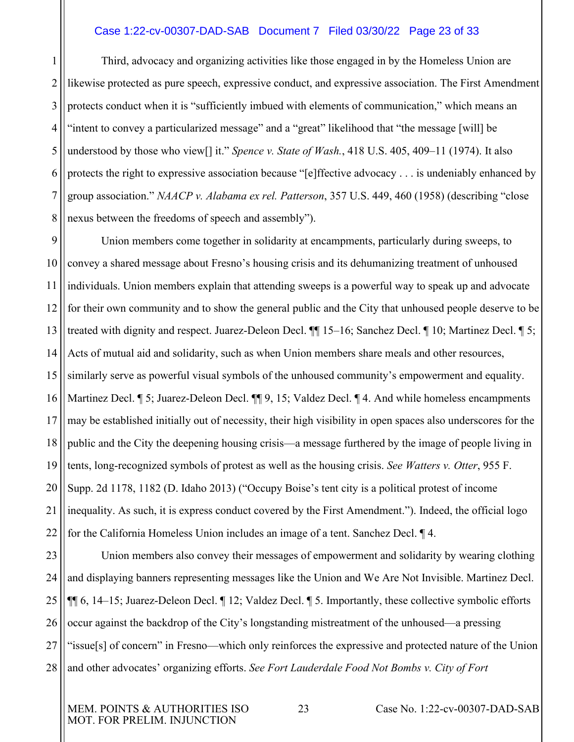Third, advocacy and organizing activities like those engaged in by the Homeless Union are likewise protected as pure speech, expressive conduct, and expressive association. The First Amendment protects conduct when it is "sufficiently imbued with elements of communication," which means an "intent to convey a particularized message" and a "great" likelihood that "the message [will] be understood by those who view[] it." *Spence v. State of Wash.*, 418 U.S. 405, 409–11 (1974). It also protects the right to expressive association because "[e]ffective advocacy . . . is undeniably enhanced by group association." *NAACP v. Alabama ex rel. Patterson*, 357 U.S. 449, 460 (1958) (describing "close nexus between the freedoms of speech and assembly").

Union members come together in solidarity at encampments, particularly during sweeps, to convey a shared message about Fresno's housing crisis and its dehumanizing treatment of unhoused individuals. Union members explain that attending sweeps is a powerful way to speak up and advocate for their own community and to show the general public and the City that unhoused people deserve to be treated with dignity and respect. Juarez-Deleon Decl. ¶¶ 15–16; Sanchez Decl. ¶ 10; Martinez Decl. ¶ 5; Acts of mutual aid and solidarity, such as when Union members share meals and other resources, similarly serve as powerful visual symbols of the unhoused community's empowerment and equality. Martinez Decl. ¶ 5; Juarez-Deleon Decl. ¶¶ 9, 15; Valdez Decl. ¶ 4. And while homeless encampments may be established initially out of necessity, their high visibility in open spaces also underscores for the public and the City the deepening housing crisis—a message furthered by the image of people living in tents, long-recognized symbols of protest as well as the housing crisis. *See Watters v. Otter*, 955 F. Supp. 2d 1178, 1182 (D. Idaho 2013) ("Occupy Boise's tent city is a political protest of income inequality. As such, it is express conduct covered by the First Amendment."). Indeed, the official logo for the California Homeless Union includes an image of a tent. Sanchez Decl. ¶ 4.

Union members also convey their messages of empowerment and solidarity by wearing clothing and displaying banners representing messages like the Union and We Are Not Invisible. Martinez Decl. ¶¶ 6, 14–15; Juarez-Deleon Decl. ¶ 12; Valdez Decl. ¶ 5. Importantly, these collective symbolic efforts occur against the backdrop of the City's longstanding mistreatment of the unhoused—a pressing "issue[s] of concern" in Fresno—which only reinforces the expressive and protected nature of the Union and other advocates' organizing efforts. *See Fort Lauderdale Food Not Bombs v. City of Fort*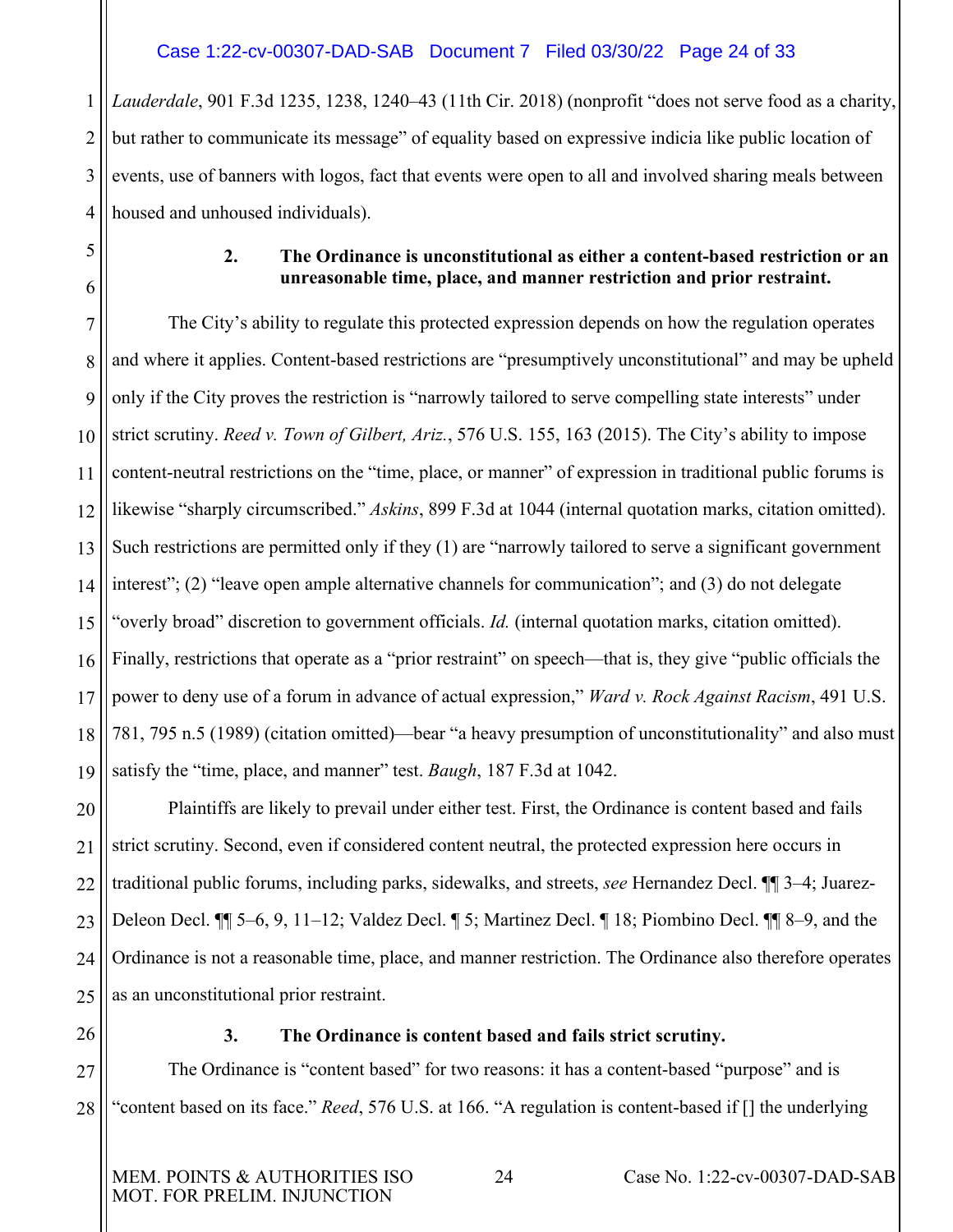*Lauderdale*, 901 F.3d 1235, 1238, 1240–43 (11th Cir. 2018) (nonprofit "does not serve food as a charity, but rather to communicate its message" of equality based on expressive indicia like public location of events, use of banners with logos, fact that events were open to all and involved sharing meals between housed and unhoused individuals).

**2. The Ordinance is unconstitutional as either a content-based restriction or an unreasonable time, place, and manner restriction and prior restraint.**

The City's ability to regulate this protected expression depends on how the regulation operates and where it applies. Content-based restrictions are "presumptively unconstitutional" and may be upheld only if the City proves the restriction is "narrowly tailored to serve compelling state interests" under strict scrutiny. *Reed v. Town of Gilbert, Ariz.*, 576 U.S. 155, 163 (2015). The City's ability to impose content-neutral restrictions on the "time, place, or manner" of expression in traditional public forums is likewise "sharply circumscribed." *Askins*, 899 F.3d at 1044 (internal quotation marks, citation omitted). Such restrictions are permitted only if they (1) are "narrowly tailored to serve a significant government interest"; (2) "leave open ample alternative channels for communication"; and (3) do not delegate "overly broad" discretion to government officials. *Id.* (internal quotation marks, citation omitted). Finally, restrictions that operate as a "prior restraint" on speech—that is, they give "public officials the power to deny use of a forum in advance of actual expression," *Ward v. Rock Against Racism*, 491 U.S. 781, 795 n.5 (1989) (citation omitted)—bear "a heavy presumption of unconstitutionality" and also must satisfy the "time, place, and manner" test. *Baugh*, 187 F.3d at 1042.

Plaintiffs are likely to prevail under either test. First, the Ordinance is content based and fails strict scrutiny. Second, even if considered content neutral, the protected expression here occurs in traditional public forums, including parks, sidewalks, and streets, *see* Hernandez Decl. ¶¶ 3–4; Juarez-Deleon Decl. ¶¶ 5–6, 9, 11–12; Valdez Decl. ¶ 5; Martinez Decl. ¶ 18; Piombino Decl. ¶¶ 8–9, and the Ordinance is not a reasonable time, place, and manner restriction. The Ordinance also therefore operates as an unconstitutional prior restraint.

**3. The Ordinance is content based and fails strict scrutiny.**

The Ordinance is "content based" for two reasons: it has a content-based "purpose" and is "content based on its face." *Reed*, 576 U.S. at 166. "A regulation is content-based if [] the underlying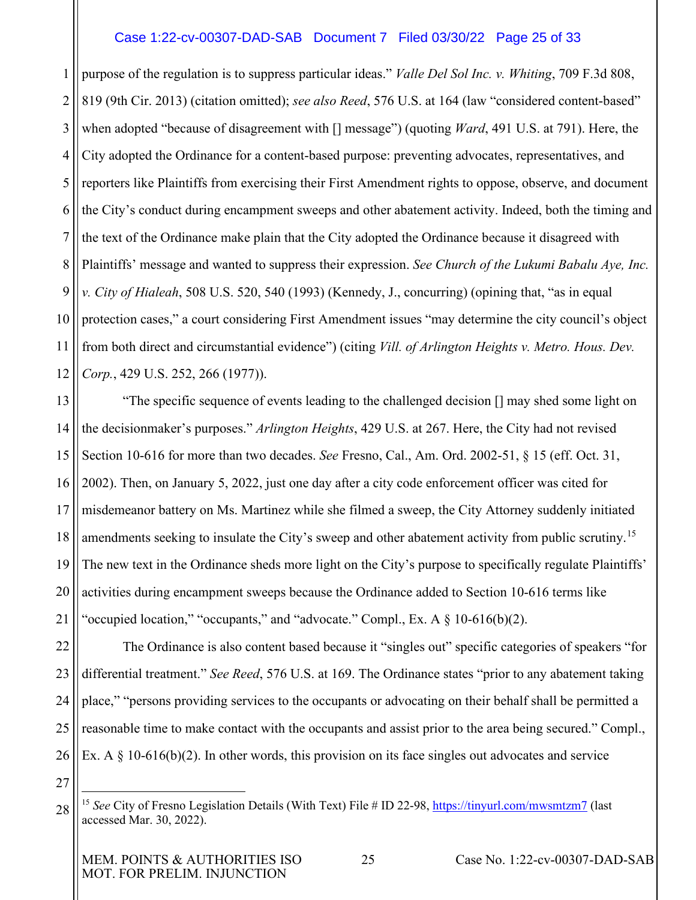purpose of the regulation is to suppress particular ideas." *Valle Del Sol Inc. v. Whiting*, 709 F.3d 808, 819 (9th Cir. 2013) (citation omitted); *see also Reed*, 576 U.S. at 164 (law "considered content-based" when adopted "because of disagreement with [] message") (quoting *Ward*, 491 U.S. at 791). Here, the City adopted the Ordinance for a content-based purpose: preventing advocates, representatives, and reporters like Plaintiffs from exercising their First Amendment rights to oppose, observe, and document the City's conduct during encampment sweeps and other abatement activity. Indeed, both the timing and the text of the Ordinance make plain that the City adopted the Ordinance because it disagreed with Plaintiffs' message and wanted to suppress their expression. *See Church of the Lukumi Babalu Aye, Inc. v. City of Hialeah*, 508 U.S. 520, 540 (1993) (Kennedy, J., concurring) (opining that, "as in equal protection cases," a court considering First Amendment issues "may determine the city council's object from both direct and circumstantial evidence") (citing *Vill. of Arlington Heights v. Metro. Hous. Dev. Corp.*, 429 U.S. 252, 266 (1977)).

"The specific sequence of events leading to the challenged decision [] may shed some light on the decisionmaker's purposes." *Arlington Heights*, 429 U.S. at 267. Here, the City had not revised Section 10-616 for more than two decades. *See* Fresno, Cal., Am. Ord. 2002-51, § 15 (eff. Oct. 31, 2002). Then, on January 5, 2022, just one day after a city code enforcement officer was cited for misdemeanor battery on Ms. Martinez while she filmed a sweep, the City Attorney suddenly initiated amendments seeking to insulate the City's sweep and other abatement activity from public scrutiny.[15] The new text in the Ordinance sheds more light on the City's purpose to specifically regulate Plaintiffs' activities during encampment sweeps because the Ordinance added to Section 10-616 terms like "occupied location," "occupants," and "advocate." Compl., Ex. A § 10-616(b)(2).

The Ordinance is also content based because it "singles out" specific categories of speakers "for differential treatment." *See Reed*, 576 U.S. at 169. The Ordinance states "prior to any abatement taking place," "persons providing services to the occupants or advocating on their behalf shall be permitted a reasonable time to make contact with the occupants and assist prior to the area being secured." Compl., Ex. A § 10-616(b)(2). In other words, this provision on its face singles out advocates and service

---

[15] *See* City of Fresno Legislation Details (With Text) File # ID 22-98, https://tinyurl.com/mwsmtzm7 (last accessed Mar. 30, 2022).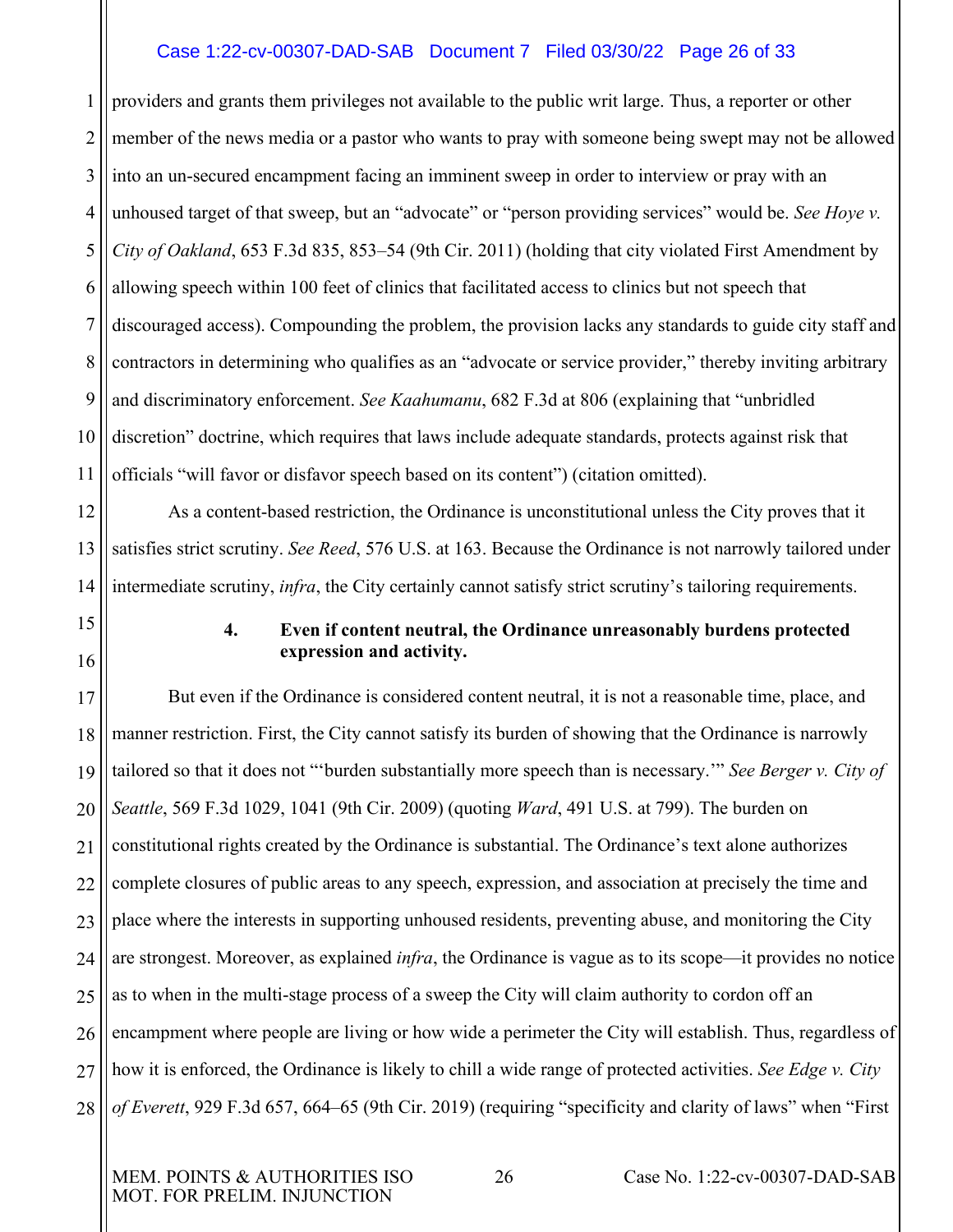providers and grants them privileges not available to the public writ large. Thus, a reporter or other member of the news media or a pastor who wants to pray with someone being swept may not be allowed into an un-secured encampment facing an imminent sweep in order to interview or pray with an unhoused target of that sweep, but an "advocate" or "person providing services" would be. *See Hoye v. City of Oakland*, 653 F.3d 835, 853–54 (9th Cir. 2011) (holding that city violated First Amendment by allowing speech within 100 feet of clinics that facilitated access to clinics but not speech that discouraged access). Compounding the problem, the provision lacks any standards to guide city staff and contractors in determining who qualifies as an "advocate or service provider," thereby inviting arbitrary and discriminatory enforcement. *See Kaahumanu*, 682 F.3d at 806 (explaining that "unbridled discretion" doctrine, which requires that laws include adequate standards, protects against risk that officials "will favor or disfavor speech based on its content") (citation omitted).

As a content-based restriction, the Ordinance is unconstitutional unless the City proves that it satisfies strict scrutiny. *See Reed*, 576 U.S. at 163. Because the Ordinance is not narrowly tailored under intermediate scrutiny, *infra*, the City certainly cannot satisfy strict scrutiny's tailoring requirements.

#### 4. Even if content neutral, the Ordinance unreasonably burdens protected expression and activity.

But even if the Ordinance is considered content neutral, it is not a reasonable time, place, and manner restriction. First, the City cannot satisfy its burden of showing that the Ordinance is narrowly tailored so that it does not "'burden substantially more speech than is necessary.'" *See Berger v. City of Seattle*, 569 F.3d 1029, 1041 (9th Cir. 2009) (quoting *Ward*, 491 U.S. at 799). The burden on constitutional rights created by the Ordinance is substantial. The Ordinance's text alone authorizes complete closures of public areas to any speech, expression, and association at precisely the time and place where the interests in supporting unhoused residents, preventing abuse, and monitoring the City are strongest. Moreover, as explained *infra*, the Ordinance is vague as to its scope—it provides no notice as to when in the multi-stage process of a sweep the City will claim authority to cordon off an encampment where people are living or how wide a perimeter the City will establish. Thus, regardless of how it is enforced, the Ordinance is likely to chill a wide range of protected activities. *See Edge v. City of Everett*, 929 F.3d 657, 664–65 (9th Cir. 2019) (requiring "specificity and clarity of laws" when "First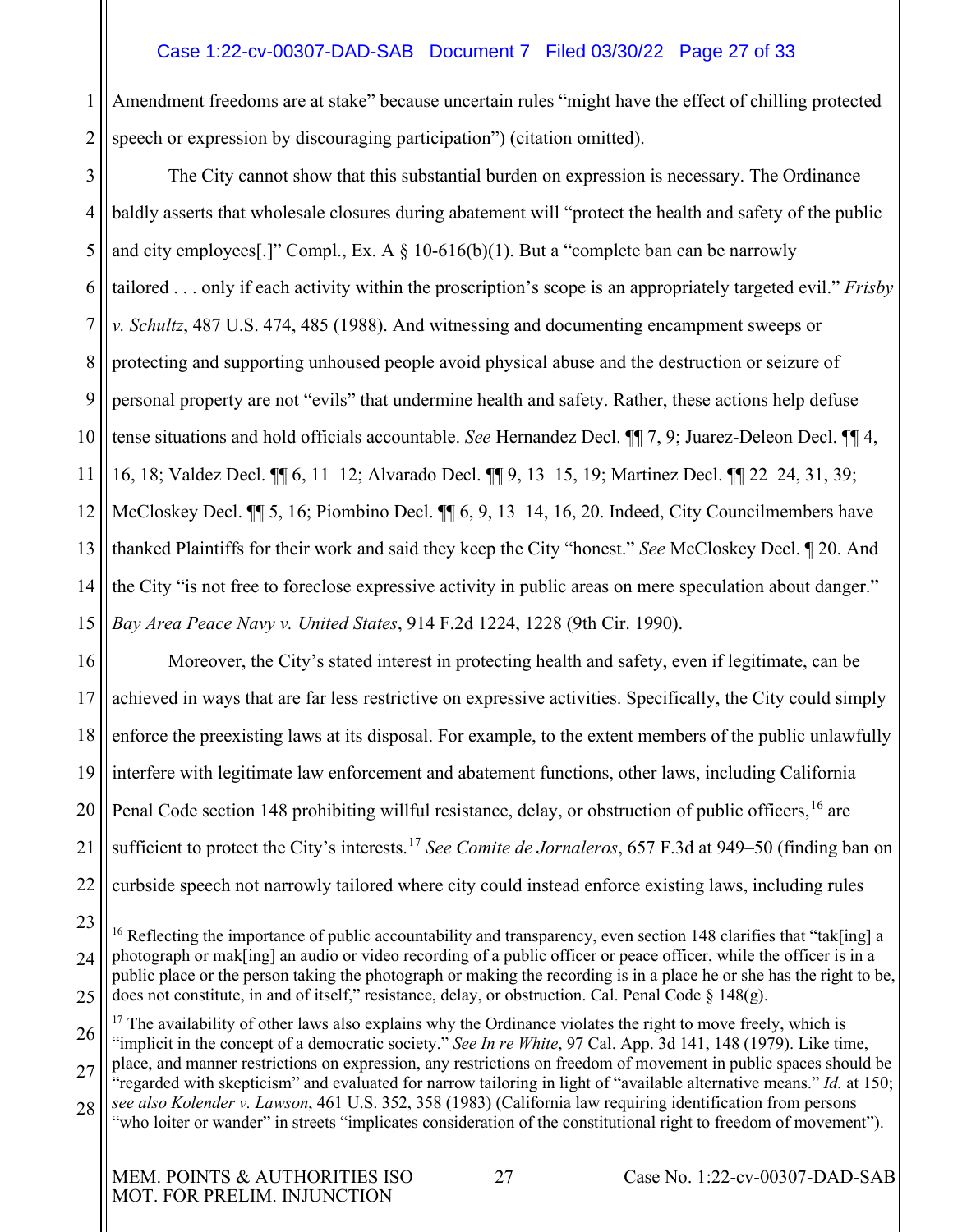Amendment freedoms are at stake" because uncertain rules "might have the effect of chilling protected speech or expression by discouraging participation") (citation omitted).

The City cannot show that this substantial burden on expression is necessary. The Ordinance baldly asserts that wholesale closures during abatement will "protect the health and safety of the public and city employees[.]" Compl., Ex. A § 10-616(b)(1). But a "complete ban can be narrowly tailored . . . only if each activity within the proscription's scope is an appropriately targeted evil." *Frisby v. Schultz*, 487 U.S. 474, 485 (1988). And witnessing and documenting encampment sweeps or protecting and supporting unhoused people avoid physical abuse and the destruction or seizure of personal property are not "evils" that undermine health and safety. Rather, these actions help defuse tense situations and hold officials accountable. *See* Hernandez Decl. ¶¶ 7, 9; Juarez-Deleon Decl. ¶¶ 4, 16, 18; Valdez Decl. ¶¶ 6, 11–12; Alvarado Decl. ¶¶ 9, 13–15, 19; Martinez Decl. ¶¶ 22–24, 31, 39; McCloskey Decl. ¶¶ 5, 16; Piombino Decl. ¶¶ 6, 9, 13–14, 16, 20. Indeed, City Councilmembers have thanked Plaintiffs for their work and said they keep the City "honest." *See* McCloskey Decl. ¶ 20. And the City "is not free to foreclose expressive activity in public areas on mere speculation about danger." *Bay Area Peace Navy v. United States*, 914 F.2d 1224, 1228 (9th Cir. 1990).

Moreover, the City's stated interest in protecting health and safety, even if legitimate, can be achieved in ways that are far less restrictive on expressive activities. Specifically, the City could simply enforce the preexisting laws at its disposal. For example, to the extent members of the public unlawfully interfere with legitimate law enforcement and abatement functions, other laws, including California Penal Code section 148 prohibiting willful resistance, delay, or obstruction of public officers,[16] are sufficient to protect the City's interests.[17] *See Comite de Jornaleros*, 657 F.3d at 949–50 (finding ban on curbside speech not narrowly tailored where city could instead enforce existing laws, including rules

---

[16] Reflecting the importance of public accountability and transparency, even section 148 clarifies that "tak[ing] a photograph or mak[ing] an audio or video recording of a public officer or peace officer, while the officer is in a public place or the person taking the photograph or making the recording is in a place he or she has the right to be, does not constitute, in and of itself," resistance, delay, or obstruction. Cal. Penal Code § 148(g).

[17] The availability of other laws also explains why the Ordinance violates the right to move freely, which is "implicit in the concept of a democratic society." *See In re White*, 97 Cal. App. 3d 141, 148 (1979). Like time, place, and manner restrictions on expression, any restrictions on freedom of movement in public spaces should be "regarded with skepticism" and evaluated for narrow tailoring in light of "available alternative means." *Id.* at 150; *see also Kolender v. Lawson*, 461 U.S. 352, 358 (1983) (California law requiring identification from persons "who loiter or wander" in streets "implicates consideration of the constitutional right to freedom of movement").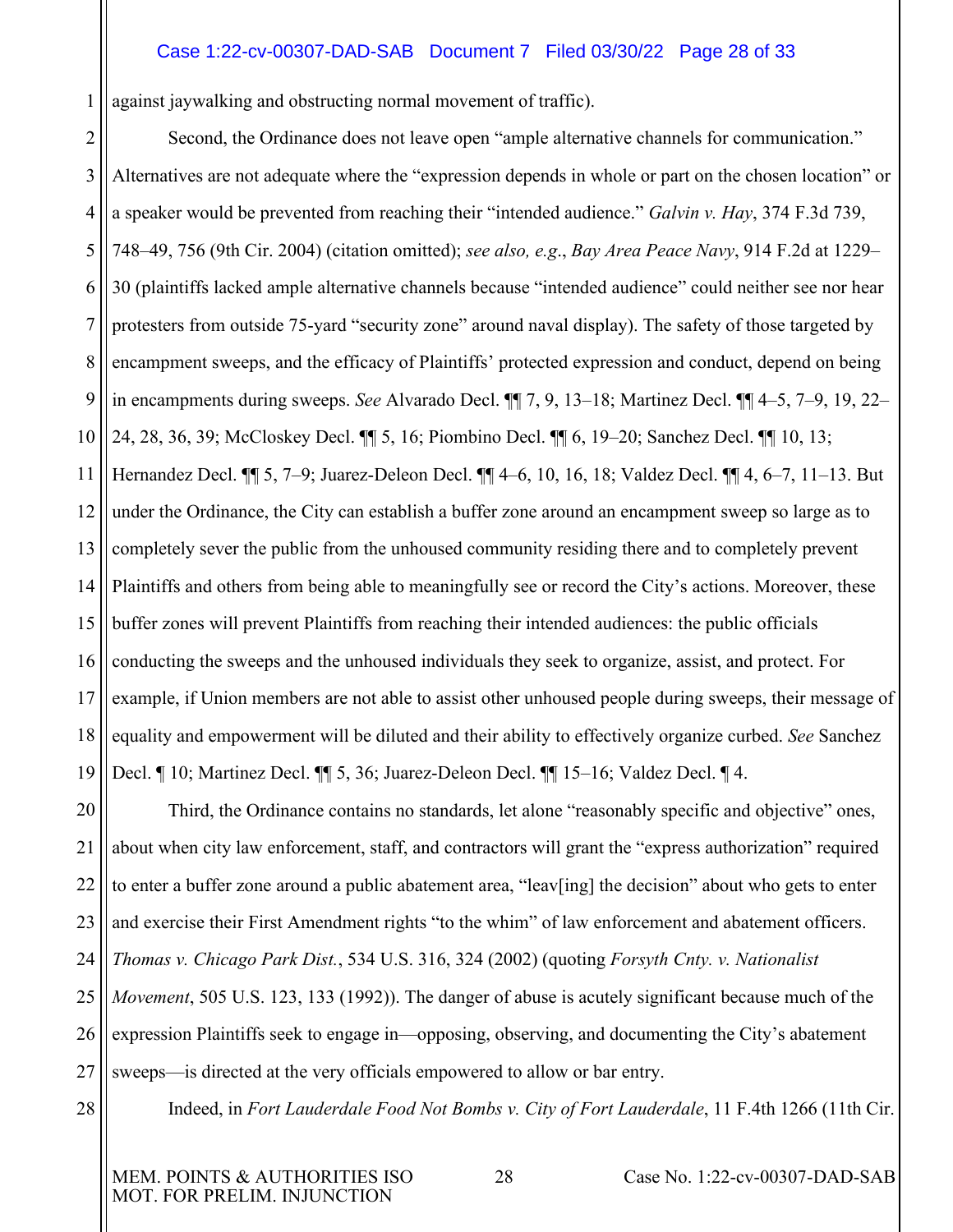against jaywalking and obstructing normal movement of traffic).

Second, the Ordinance does not leave open "ample alternative channels for communication." Alternatives are not adequate where the "expression depends in whole or part on the chosen location" or a speaker would be prevented from reaching their "intended audience." *Galvin v. Hay*, 374 F.3d 739, 748–49, 756 (9th Cir. 2004) (citation omitted); *see also, e.g.*, *Bay Area Peace Navy*, 914 F.2d at 1229–30 (plaintiffs lacked ample alternative channels because "intended audience" could neither see nor hear protesters from outside 75-yard "security zone" around naval display). The safety of those targeted by encampment sweeps, and the efficacy of Plaintiffs' protected expression and conduct, depend on being in encampments during sweeps. *See* Alvarado Decl. ¶¶ 7, 9, 13–18; Martinez Decl. ¶¶ 4–5, 7–9, 19, 22–24, 28, 36, 39; McCloskey Decl. ¶¶ 5, 16; Piombino Decl. ¶¶ 6, 19–20; Sanchez Decl. ¶¶ 10, 13; Hernandez Decl. ¶¶ 5, 7–9; Juarez-Deleon Decl. ¶¶ 4–6, 10, 16, 18; Valdez Decl. ¶¶ 4, 6–7, 11–13. But under the Ordinance, the City can establish a buffer zone around an encampment sweep so large as to completely sever the public from the unhoused community residing there and to completely prevent Plaintiffs and others from being able to meaningfully see or record the City's actions. Moreover, these buffer zones will prevent Plaintiffs from reaching their intended audiences: the public officials conducting the sweeps and the unhoused individuals they seek to organize, assist, and protect. For example, if Union members are not able to assist other unhoused people during sweeps, their message of equality and empowerment will be diluted and their ability to effectively organize curbed. *See* Sanchez Decl. ¶ 10; Martinez Decl. ¶¶ 5, 36; Juarez-Deleon Decl. ¶¶ 15–16; Valdez Decl. ¶ 4.

Third, the Ordinance contains no standards, let alone "reasonably specific and objective" ones, about when city law enforcement, staff, and contractors will grant the "express authorization" required to enter a buffer zone around a public abatement area, "leav[ing] the decision" about who gets to enter and exercise their First Amendment rights "to the whim" of law enforcement and abatement officers. *Thomas v. Chicago Park Dist.*, 534 U.S. 316, 324 (2002) (quoting *Forsyth Cnty. v. Nationalist Movement*, 505 U.S. 123, 133 (1992)). The danger of abuse is acutely significant because much of the expression Plaintiffs seek to engage in—opposing, observing, and documenting the City's abatement sweeps—is directed at the very officials empowered to allow or bar entry.

Indeed, in *Fort Lauderdale Food Not Bombs v. City of Fort Lauderdale*, 11 F.4th 1266 (11th Cir.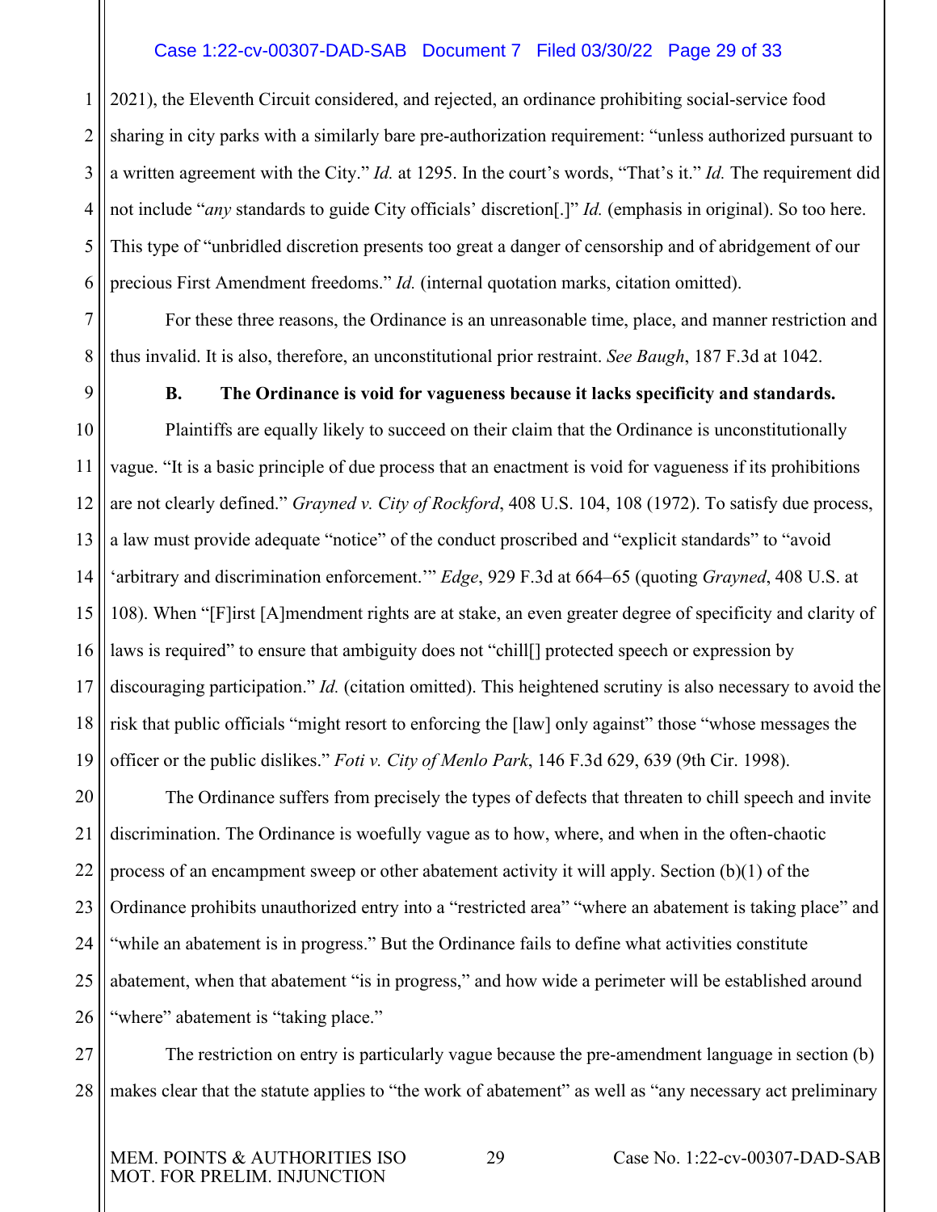2021), the Eleventh Circuit considered, and rejected, an ordinance prohibiting social-service food sharing in city parks with a similarly bare pre-authorization requirement: "unless authorized pursuant to a written agreement with the City." *Id.* at 1295. In the court's words, "That's it." *Id.* The requirement did not include "*any* standards to guide City officials' discretion[.]" *Id.* (emphasis in original). So too here. This type of "unbridled discretion presents too great a danger of censorship and of abridgement of our precious First Amendment freedoms." *Id.* (internal quotation marks, citation omitted).

For these three reasons, the Ordinance is an unreasonable time, place, and manner restriction and thus invalid. It is also, therefore, an unconstitutional prior restraint. *See Baugh*, 187 F.3d at 1042.

### B. The Ordinance is void for vagueness because it lacks specificity and standards.

Plaintiffs are equally likely to succeed on their claim that the Ordinance is unconstitutionally vague. "It is a basic principle of due process that an enactment is void for vagueness if its prohibitions are not clearly defined." *Grayned v. City of Rockford*, 408 U.S. 104, 108 (1972). To satisfy due process, a law must provide adequate "notice" of the conduct proscribed and "explicit standards" to "avoid 'arbitrary and discrimination enforcement.'" *Edge*, 929 F.3d at 664–65 (quoting *Grayned*, 408 U.S. at 108). When "[F]irst [A]mendment rights are at stake, an even greater degree of specificity and clarity of laws is required" to ensure that ambiguity does not "chill[] protected speech or expression by discouraging participation." *Id.* (citation omitted). This heightened scrutiny is also necessary to avoid the risk that public officials "might resort to enforcing the [law] only against" those "whose messages the officer or the public dislikes." *Foti v. City of Menlo Park*, 146 F.3d 629, 639 (9th Cir. 1998).

The Ordinance suffers from precisely the types of defects that threaten to chill speech and invite discrimination. The Ordinance is woefully vague as to how, where, and when in the often-chaotic process of an encampment sweep or other abatement activity it will apply. Section (b)(1) of the Ordinance prohibits unauthorized entry into a "restricted area" "where an abatement is taking place" and "while an abatement is in progress." But the Ordinance fails to define what activities constitute abatement, when that abatement "is in progress," and how wide a perimeter will be established around "where" abatement is "taking place."

The restriction on entry is particularly vague because the pre-amendment language in section (b) makes clear that the statute applies to "the work of abatement" as well as "any necessary act preliminary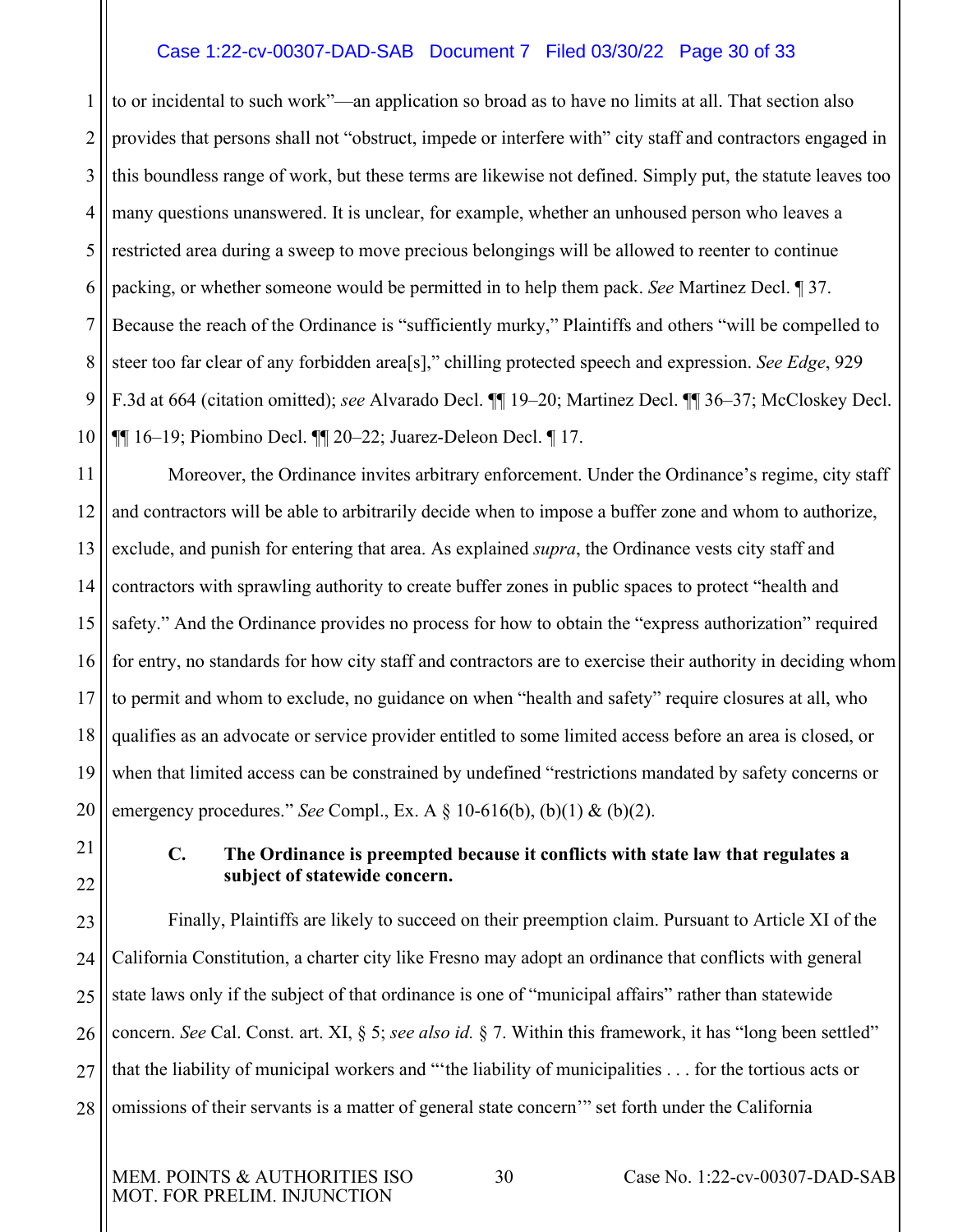to or incidental to such work"—an application so broad as to have no limits at all. That section also provides that persons shall not "obstruct, impede or interfere with" city staff and contractors engaged in this boundless range of work, but these terms are likewise not defined. Simply put, the statute leaves too many questions unanswered. It is unclear, for example, whether an unhoused person who leaves a restricted area during a sweep to move precious belongings will be allowed to reenter to continue packing, or whether someone would be permitted in to help them pack. *See* Martinez Decl. ¶ 37. Because the reach of the Ordinance is "sufficiently murky," Plaintiffs and others "will be compelled to steer too far clear of any forbidden area[s]," chilling protected speech and expression. *See Edge*, 929 F.3d at 664 (citation omitted); *see* Alvarado Decl. ¶¶ 19–20; Martinez Decl. ¶¶ 36–37; McCloskey Decl. ¶¶ 16–19; Piombino Decl. ¶¶ 20–22; Juarez-Deleon Decl. ¶ 17.

Moreover, the Ordinance invites arbitrary enforcement. Under the Ordinance's regime, city staff and contractors will be able to arbitrarily decide when to impose a buffer zone and whom to authorize, exclude, and punish for entering that area. As explained *supra*, the Ordinance vests city staff and contractors with sprawling authority to create buffer zones in public spaces to protect "health and safety." And the Ordinance provides no process for how to obtain the "express authorization" required for entry, no standards for how city staff and contractors are to exercise their authority in deciding whom to permit and whom to exclude, no guidance on when "health and safety" require closures at all, who qualifies as an advocate or service provider entitled to some limited access before an area is closed, or when that limited access can be constrained by undefined "restrictions mandated by safety concerns or emergency procedures." *See* Compl., Ex. A § 10-616(b), (b)(1) & (b)(2).

### C. The Ordinance is preempted because it conflicts with state law that regulates a subject of statewide concern.

Finally, Plaintiffs are likely to succeed on their preemption claim. Pursuant to Article XI of the California Constitution, a charter city like Fresno may adopt an ordinance that conflicts with general state laws only if the subject of that ordinance is one of "municipal affairs" rather than statewide concern. *See* Cal. Const. art. XI, § 5; *see also id.* § 7. Within this framework, it has "long been settled" that the liability of municipal workers and "'the liability of municipalities . . . for the tortious acts or omissions of their servants is a matter of general state concern'" set forth under the California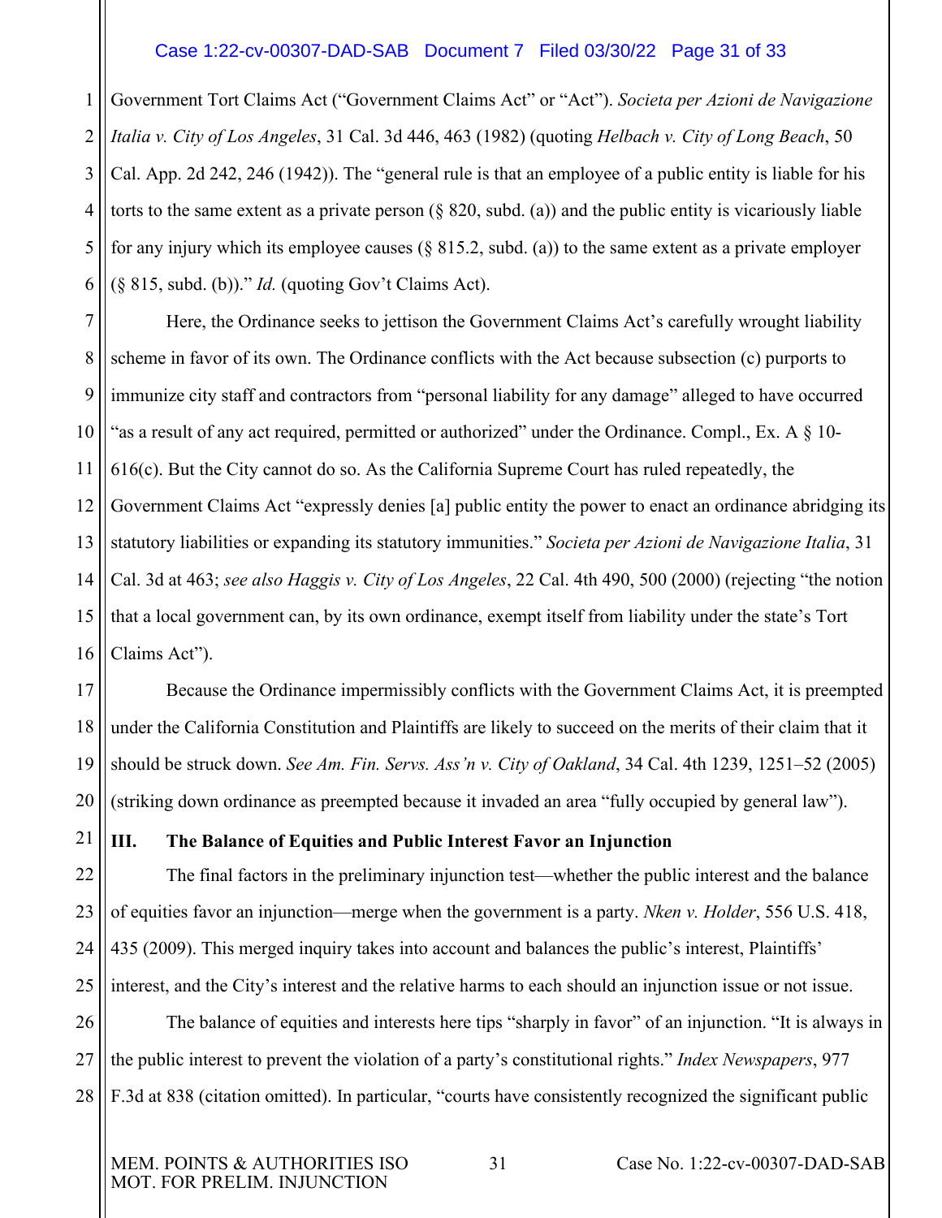Government Tort Claims Act ("Government Claims Act" or "Act"). *Societa per Azioni de Navigazione Italia v. City of Los Angeles*, 31 Cal. 3d 446, 463 (1982) (quoting *Helbach v. City of Long Beach*, 50 Cal. App. 2d 242, 246 (1942)). The "general rule is that an employee of a public entity is liable for his torts to the same extent as a private person (§ 820, subd. (a)) and the public entity is vicariously liable for any injury which its employee causes (§ 815.2, subd. (a)) to the same extent as a private employer (§ 815, subd. (b))." *Id.* (quoting Gov't Claims Act).

Here, the Ordinance seeks to jettison the Government Claims Act's carefully wrought liability scheme in favor of its own. The Ordinance conflicts with the Act because subsection (c) purports to immunize city staff and contractors from "personal liability for any damage" alleged to have occurred "as a result of any act required, permitted or authorized" under the Ordinance. Compl., Ex. A § 10-616(c). But the City cannot do so. As the California Supreme Court has ruled repeatedly, the Government Claims Act "expressly denies [a] public entity the power to enact an ordinance abridging its statutory liabilities or expanding its statutory immunities." *Societa per Azioni de Navigazione Italia*, 31 Cal. 3d at 463; *see also Haggis v. City of Los Angeles*, 22 Cal. 4th 490, 500 (2000) (rejecting "the notion that a local government can, by its own ordinance, exempt itself from liability under the state's Tort Claims Act").

Because the Ordinance impermissibly conflicts with the Government Claims Act, it is preempted under the California Constitution and Plaintiffs are likely to succeed on the merits of their claim that it should be struck down. *See Am. Fin. Servs. Ass'n v. City of Oakland*, 34 Cal. 4th 1239, 1251–52 (2005) (striking down ordinance as preempted because it invaded an area "fully occupied by general law").

## III. The Balance of Equities and Public Interest Favor an Injunction

The final factors in the preliminary injunction test—whether the public interest and the balance of equities favor an injunction—merge when the government is a party. *Nken v. Holder*, 556 U.S. 418, 435 (2009). This merged inquiry takes into account and balances the public's interest, Plaintiffs' interest, and the City's interest and the relative harms to each should an injunction issue or not issue.

The balance of equities and interests here tips "sharply in favor" of an injunction. "It is always in the public interest to prevent the violation of a party's constitutional rights." *Index Newspapers*, 977 F.3d at 838 (citation omitted). In particular, "courts have consistently recognized the significant public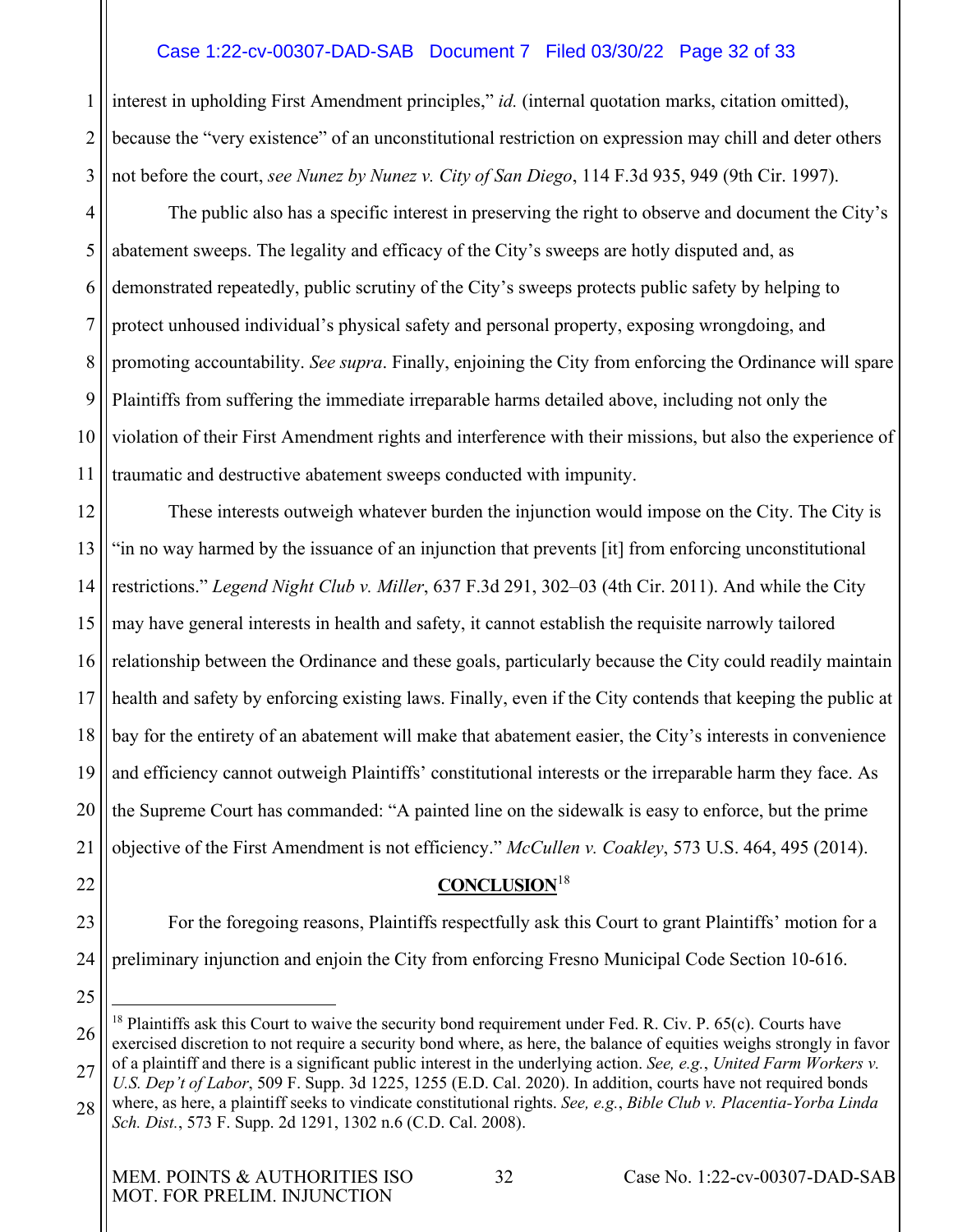interest in upholding First Amendment principles," *id.* (internal quotation marks, citation omitted), because the "very existence" of an unconstitutional restriction on expression may chill and deter others not before the court, *see Nunez by Nunez v. City of San Diego*, 114 F.3d 935, 949 (9th Cir. 1997).

The public also has a specific interest in preserving the right to observe and document the City's abatement sweeps. The legality and efficacy of the City's sweeps are hotly disputed and, as demonstrated repeatedly, public scrutiny of the City's sweeps protects public safety by helping to protect unhoused individual's physical safety and personal property, exposing wrongdoing, and promoting accountability. *See supra*. Finally, enjoining the City from enforcing the Ordinance will spare Plaintiffs from suffering the immediate irreparable harms detailed above, including not only the violation of their First Amendment rights and interference with their missions, but also the experience of traumatic and destructive abatement sweeps conducted with impunity.

These interests outweigh whatever burden the injunction would impose on the City. The City is "in no way harmed by the issuance of an injunction that prevents [it] from enforcing unconstitutional restrictions." *Legend Night Club v. Miller*, 637 F.3d 291, 302–03 (4th Cir. 2011). And while the City may have general interests in health and safety, it cannot establish the requisite narrowly tailored relationship between the Ordinance and these goals, particularly because the City could readily maintain health and safety by enforcing existing laws. Finally, even if the City contends that keeping the public at bay for the entirety of an abatement will make that abatement easier, the City's interests in convenience and efficiency cannot outweigh Plaintiffs' constitutional interests or the irreparable harm they face. As the Supreme Court has commanded: "A painted line on the sidewalk is easy to enforce, but the prime objective of the First Amendment is not efficiency." *McCullen v. Coakley*, 573 U.S. 464, 495 (2014).

## CONCLUSION[18]

For the foregoing reasons, Plaintiffs respectfully ask this Court to grant Plaintiffs' motion for a preliminary injunction and enjoin the City from enforcing Fresno Municipal Code Section 10-616.

---

[18] Plaintiffs ask this Court to waive the security bond requirement under Fed. R. Civ. P. 65(c). Courts have exercised discretion to not require a security bond where, as here, the balance of equities weighs strongly in favor of a plaintiff and there is a significant public interest in the underlying action. *See, e.g.*, *United Farm Workers v. U.S. Dep't of Labor*, 509 F. Supp. 3d 1225, 1255 (E.D. Cal. 2020). In addition, courts have not required bonds where, as here, a plaintiff seeks to vindicate constitutional rights. *See, e.g.*, *Bible Club v. Placentia-Yorba Linda Sch. Dist.*, 573 F. Supp. 2d 1291, 1302 n.6 (C.D. Cal. 2008).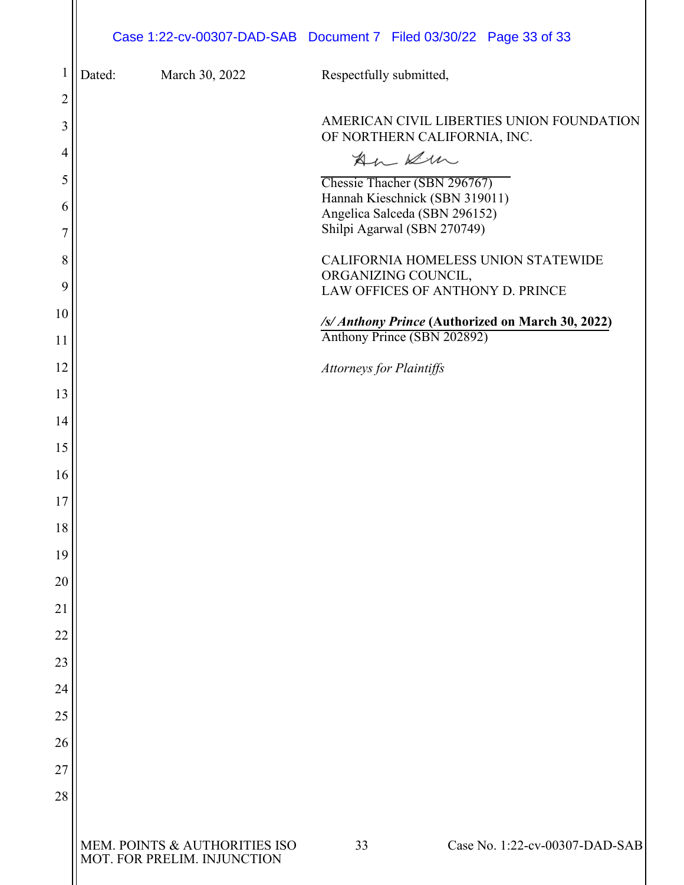Dated: March 30, 2022

Respectfully submitted,

AMERICAN CIVIL LIBERTIES UNION FOUNDATION OF NORTHERN CALIFORNIA, INC.

Chessie Thacher (SBN 296767)
Hannah Kieschnick (SBN 319011)
Angelica Salceda (SBN 296152)
Shilpi Agarwal (SBN 270749)

CALIFORNIA HOMELESS UNION STATEWIDE ORGANIZING COUNCIL,
LAW OFFICES OF ANTHONY D. PRINCE

***/s/ Anthony Prince* (Authorized on March 30, 2022)**
Anthony Prince (SBN 202892)

*Attorneys for Plaintiffs*